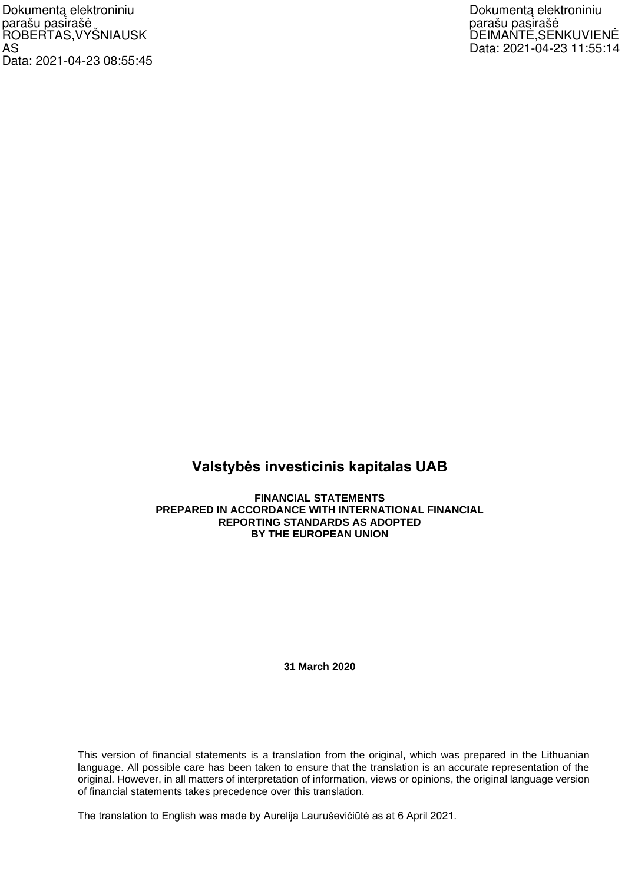Dokumentą elektroniniu parašu pasirašė ROBERTAS,VYŠNIAUSKAS
Data: 2021-04-23 08:55:45

Dokumentą elektroniniu parašu pasirašė DEIMANTĖ,SENKUVIENĖ
Data: 2021-04-23 11:55:14

# Valstybės investicinis kapitalas UAB

**FINANCIAL STATEMENTS**
**PREPARED IN ACCORDANCE WITH INTERNATIONAL FINANCIAL REPORTING STANDARDS AS ADOPTED BY THE EUROPEAN UNION**

**31 March 2020**

This version of financial statements is a translation from the original, which was prepared in the Lithuanian language. All possible care has been taken to ensure that the translation is an accurate representation of the original. However, in all matters of interpretation of information, views or opinions, the original language version of financial statements takes precedence over this translation.

The translation to English was made by Aurelija Laurusevičiūtė as at 6 April 2021.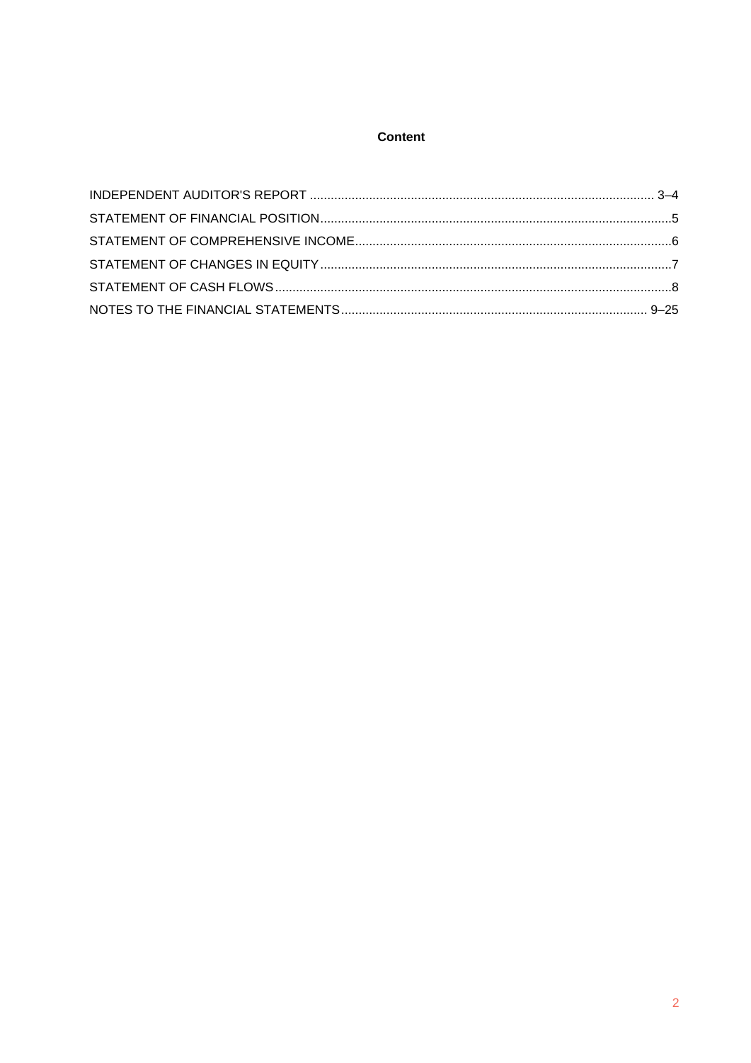# Content

| | |
|---|---|
| INDEPENDENT AUDITOR'S REPORT | 3–4 |
| STATEMENT OF FINANCIAL POSITION | 5 |
| STATEMENT OF COMPREHENSIVE INCOME | 6 |
| STATEMENT OF CHANGES IN EQUITY | 7 |
| STATEMENT OF CASH FLOWS | 8 |
| NOTES TO THE FINANCIAL STATEMENTS | 9–25 |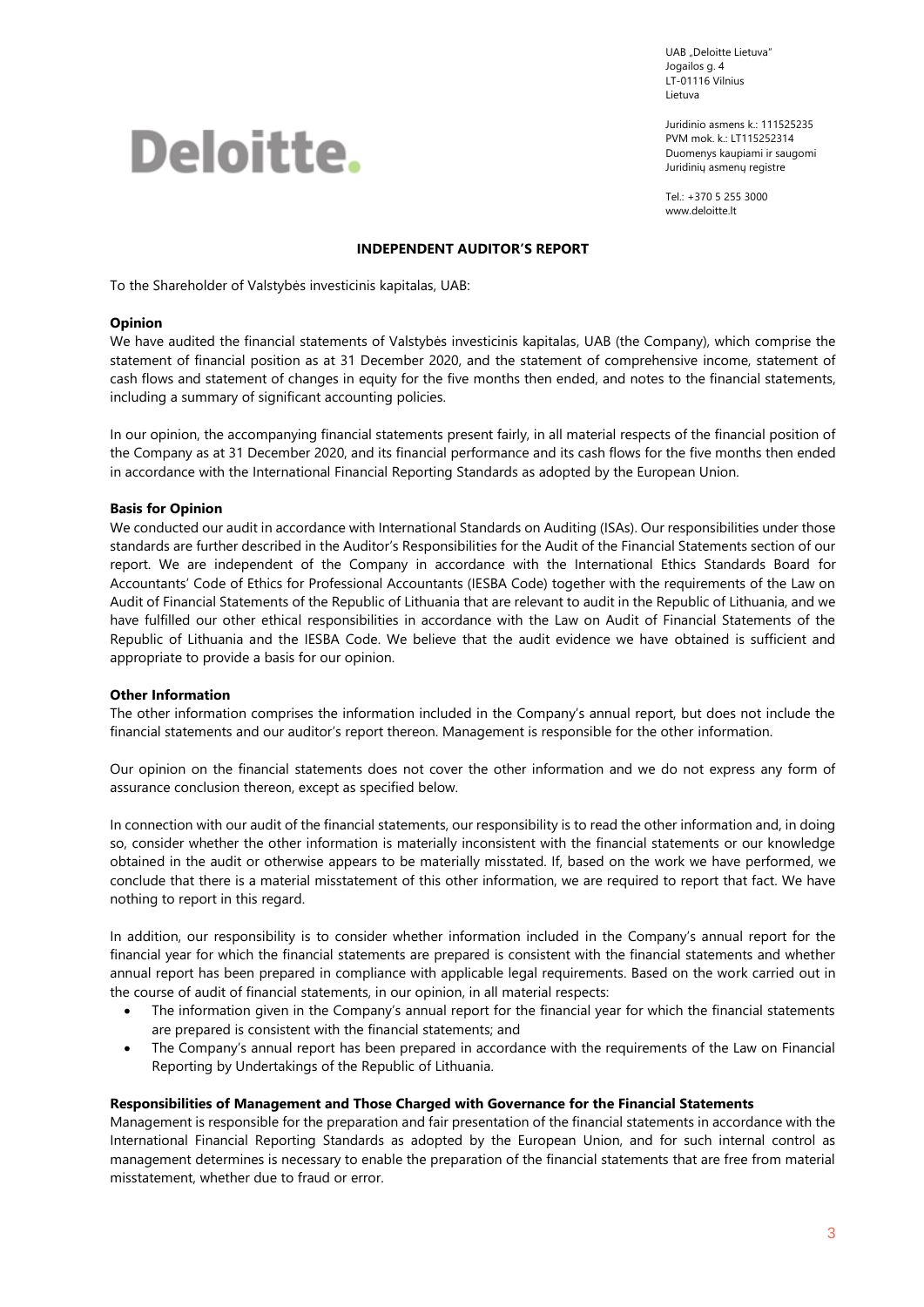**Deloitte.**

UAB „Deloitte Lietuva"
Jogailos g. 4
LT-01116 Vilnius
Lietuva

Juridinio asmens k.: 111525235
PVM mok. k.: LT115252314
Duomenys kaupiami ir saugomi
Juridinių asmenų registre

Tel.: +370 5 255 3000
www.deloitte.lt

# INDEPENDENT AUDITOR'S REPORT

To the Shareholder of Valstybės investicinis kapitalas, UAB:

**Opinion**

We have audited the financial statements of Valstybės investicinis kapitalas, UAB (the Company), which comprise the statement of financial position as at 31 December 2020, and the statement of comprehensive income, statement of cash flows and statement of changes in equity for the five months then ended, and notes to the financial statements, including a summary of significant accounting policies.

In our opinion, the accompanying financial statements present fairly, in all material respects of the financial position of the Company as at 31 December 2020, and its financial performance and its cash flows for the five months then ended in accordance with the International Financial Reporting Standards as adopted by the European Union.

**Basis for Opinion**

We conducted our audit in accordance with International Standards on Auditing (ISAs). Our responsibilities under those standards are further described in the Auditor's Responsibilities for the Audit of the Financial Statements section of our report. We are independent of the Company in accordance with the International Ethics Standards Board for Accountants' Code of Ethics for Professional Accountants (IESBA Code) together with the requirements of the Law on Audit of Financial Statements of the Republic of Lithuania that are relevant to audit in the Republic of Lithuania, and we have fulfilled our other ethical responsibilities in accordance with the Law on Audit of Financial Statements of the Republic of Lithuania and the IESBA Code. We believe that the audit evidence we have obtained is sufficient and appropriate to provide a basis for our opinion.

**Other Information**

The other information comprises the information included in the Company's annual report, but does not include the financial statements and our auditor's report thereon. Management is responsible for the other information.

Our opinion on the financial statements does not cover the other information and we do not express any form of assurance conclusion thereon, except as specified below.

In connection with our audit of the financial statements, our responsibility is to read the other information and, in doing so, consider whether the other information is materially inconsistent with the financial statements or our knowledge obtained in the audit or otherwise appears to be materially misstated. If, based on the work we have performed, we conclude that there is a material misstatement of this other information, we are required to report that fact. We have nothing to report in this regard.

In addition, our responsibility is to consider whether information included in the Company's annual report for the financial year for which the financial statements are prepared is consistent with the financial statements and whether annual report has been prepared in compliance with applicable legal requirements. Based on the work carried out in the course of audit of financial statements, in our opinion, in all material respects:

- The information given in the Company's annual report for the financial year for which the financial statements are prepared is consistent with the financial statements; and
- The Company's annual report has been prepared in accordance with the requirements of the Law on Financial Reporting by Undertakings of the Republic of Lithuania.

**Responsibilities of Management and Those Charged with Governance for the Financial Statements**

Management is responsible for the preparation and fair presentation of the financial statements in accordance with the International Financial Reporting Standards as adopted by the European Union, and for such internal control as management determines is necessary to enable the preparation of the financial statements that are free from material misstatement, whether due to fraud or error.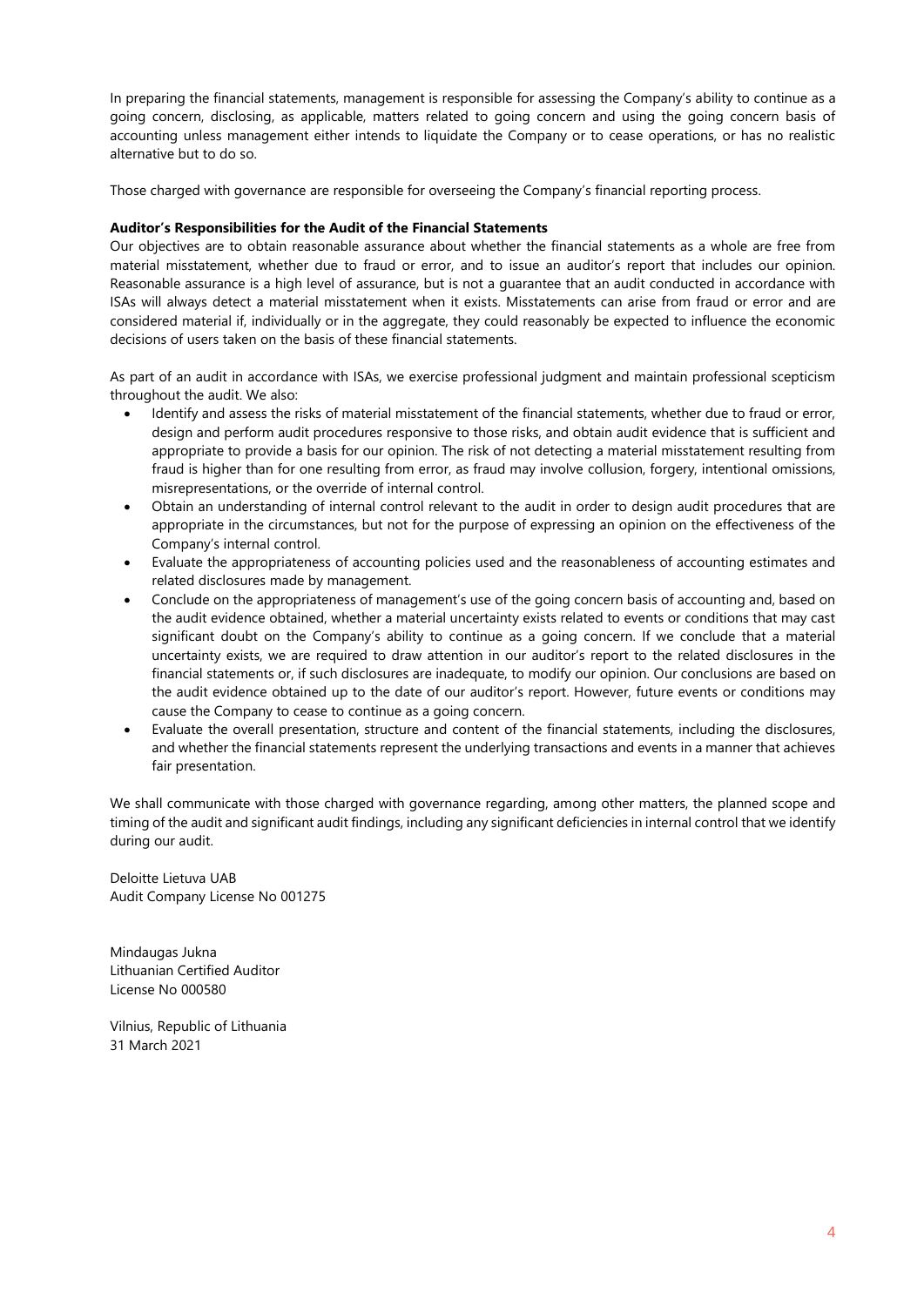In preparing the financial statements, management is responsible for assessing the Company's ability to continue as a going concern, disclosing, as applicable, matters related to going concern and using the going concern basis of accounting unless management either intends to liquidate the Company or to cease operations, or has no realistic alternative but to do so.

Those charged with governance are responsible for overseeing the Company's financial reporting process.

**Auditor's Responsibilities for the Audit of the Financial Statements**

Our objectives are to obtain reasonable assurance about whether the financial statements as a whole are free from material misstatement, whether due to fraud or error, and to issue an auditor's report that includes our opinion. Reasonable assurance is a high level of assurance, but is not a guarantee that an audit conducted in accordance with ISAs will always detect a material misstatement when it exists. Misstatements can arise from fraud or error and are considered material if, individually or in the aggregate, they could reasonably be expected to influence the economic decisions of users taken on the basis of these financial statements.

As part of an audit in accordance with ISAs, we exercise professional judgment and maintain professional scepticism throughout the audit. We also:

- Identify and assess the risks of material misstatement of the financial statements, whether due to fraud or error, design and perform audit procedures responsive to those risks, and obtain audit evidence that is sufficient and appropriate to provide a basis for our opinion. The risk of not detecting a material misstatement resulting from fraud is higher than for one resulting from error, as fraud may involve collusion, forgery, intentional omissions, misrepresentations, or the override of internal control.
- Obtain an understanding of internal control relevant to the audit in order to design audit procedures that are appropriate in the circumstances, but not for the purpose of expressing an opinion on the effectiveness of the Company's internal control.
- Evaluate the appropriateness of accounting policies used and the reasonableness of accounting estimates and related disclosures made by management.
- Conclude on the appropriateness of management's use of the going concern basis of accounting and, based on the audit evidence obtained, whether a material uncertainty exists related to events or conditions that may cast significant doubt on the Company's ability to continue as a going concern. If we conclude that a material uncertainty exists, we are required to draw attention in our auditor's report to the related disclosures in the financial statements or, if such disclosures are inadequate, to modify our opinion. Our conclusions are based on the audit evidence obtained up to the date of our auditor's report. However, future events or conditions may cause the Company to cease to continue as a going concern.
- Evaluate the overall presentation, structure and content of the financial statements, including the disclosures, and whether the financial statements represent the underlying transactions and events in a manner that achieves fair presentation.

We shall communicate with those charged with governance regarding, among other matters, the planned scope and timing of the audit and significant audit findings, including any significant deficiencies in internal control that we identify during our audit.

Deloitte Lietuva UAB
Audit Company License No 001275

Mindaugas Jukna
Lithuanian Certified Auditor
License No 000580

Vilnius, Republic of Lithuania
31 March 2021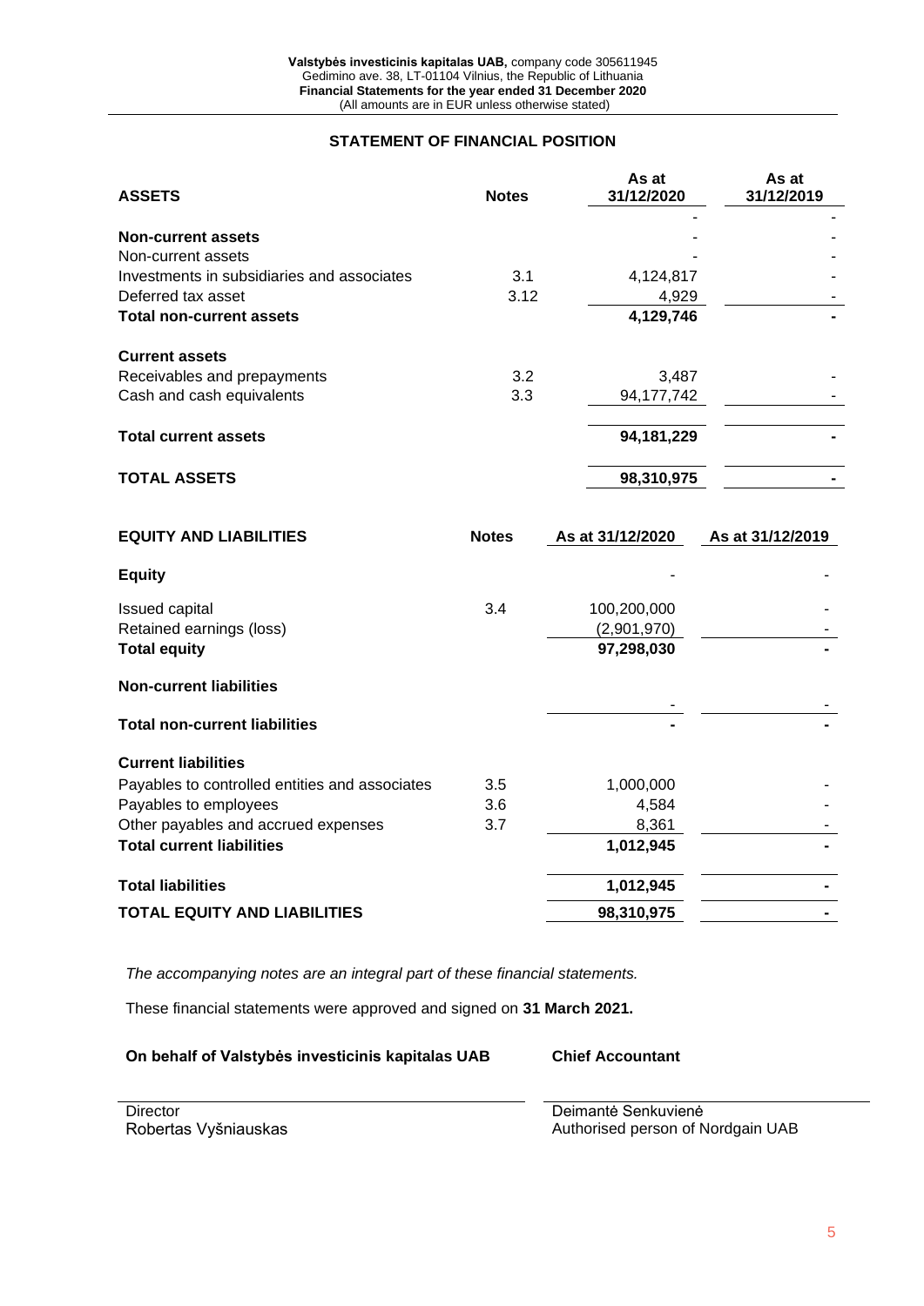## STATEMENT OF FINANCIAL POSITION

| ASSETS | Notes | As at 31/12/2020 | As at 31/12/2019 |
|---|---|---|---|
| | | - | - |
| **Non-current assets** | | - | - |
| Non-current assets | | - | - |
| Investments in subsidiaries and associates | 3.1 | 4,124,817 | - |
| Deferred tax asset | 3.12 | 4,929 | - |
| **Total non-current assets** | | **4,129,746** | **-** |
| **Current assets** | | | |
| Receivables and prepayments | 3.2 | 3,487 | - |
| Cash and cash equivalents | 3.3 | 94,177,742 | - |
| **Total current assets** | | **94,181,229** | **-** |
| **TOTAL ASSETS** | | **98,310,975** | **-** |

| EQUITY AND LIABILITIES | Notes | As at 31/12/2020 | As at 31/12/2019 |
|---|---|---|---|
| **Equity** | | - | - |
| Issued capital | 3.4 | 100,200,000 | - |
| Retained earnings (loss) | | (2,901,970) | - |
| **Total equity** | | **97,298,030** | **-** |
| **Non-current liabilities** | | | |
| | | - | - |
| **Total non-current liabilities** | | **-** | **-** |
| **Current liabilities** | | | |
| Payables to controlled entities and associates | 3.5 | 1,000,000 | - |
| Payables to employees | 3.6 | 4,584 | - |
| Other payables and accrued expenses | 3.7 | 8,361 | - |
| **Total current liabilities** | | **1,012,945** | **-** |
| **Total liabilities** | | **1,012,945** | **-** |
| **TOTAL EQUITY AND LIABILITIES** | | **98,310,975** | **-** |

*The accompanying notes are an integral part of these financial statements.*

These financial statements were approved and signed on **31 March 2021.**

**On behalf of Valstybės investicinis kapitalas UAB**

Director
Robertas Vyšniauskas

**Chief Accountant**

Deimantė Senkuvienė
Authorised person of Nordgain UAB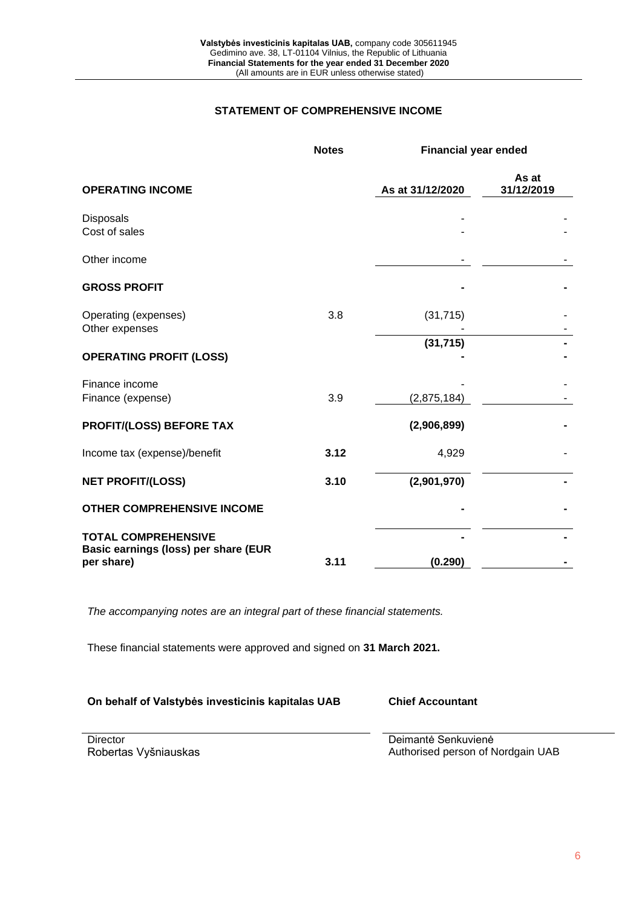## STATEMENT OF COMPREHENSIVE INCOME

| | Notes | Financial year ended | |
|---|---|---|---|
| **OPERATING INCOME** | | **As at 31/12/2020** | **As at 31/12/2019** |
| Disposals | | - | - |
| Cost of sales | | - | - |
| Other income | | - | - |
| **GROSS PROFIT** | | **-** | **-** |
| Operating (expenses) | 3.8 | (31,715) | - |
| Other expenses | | - | - |
| | | **(31,715)** | **-** |
| **OPERATING PROFIT (LOSS)** | | **-** | **-** |
| Finance income | | - | - |
| Finance (expense) | 3.9 | (2,875,184) | - |
| **PROFIT/(LOSS) BEFORE TAX** | | **(2,906,899)** | **-** |
| Income tax (expense)/benefit | **3.12** | 4,929 | - |
| **NET PROFIT/(LOSS)** | **3.10** | **(2,901,970)** | **-** |
| **OTHER COMPREHENSIVE INCOME** | | **-** | **-** |
| **TOTAL COMPREHENSIVE** | | **-** | **-** |
| **Basic earnings (loss) per share (EUR per share)** | **3.11** | **(0.290)** | **-** |

*The accompanying notes are an integral part of these financial statements.*

These financial statements were approved and signed on **31 March 2021.**

**On behalf of Valstybės investicinis kapitalas UAB**

Director
Robertas Vyšniauskas

**Chief Accountant**

Deimantė Senkuvienė
Authorised person of Nordgain UAB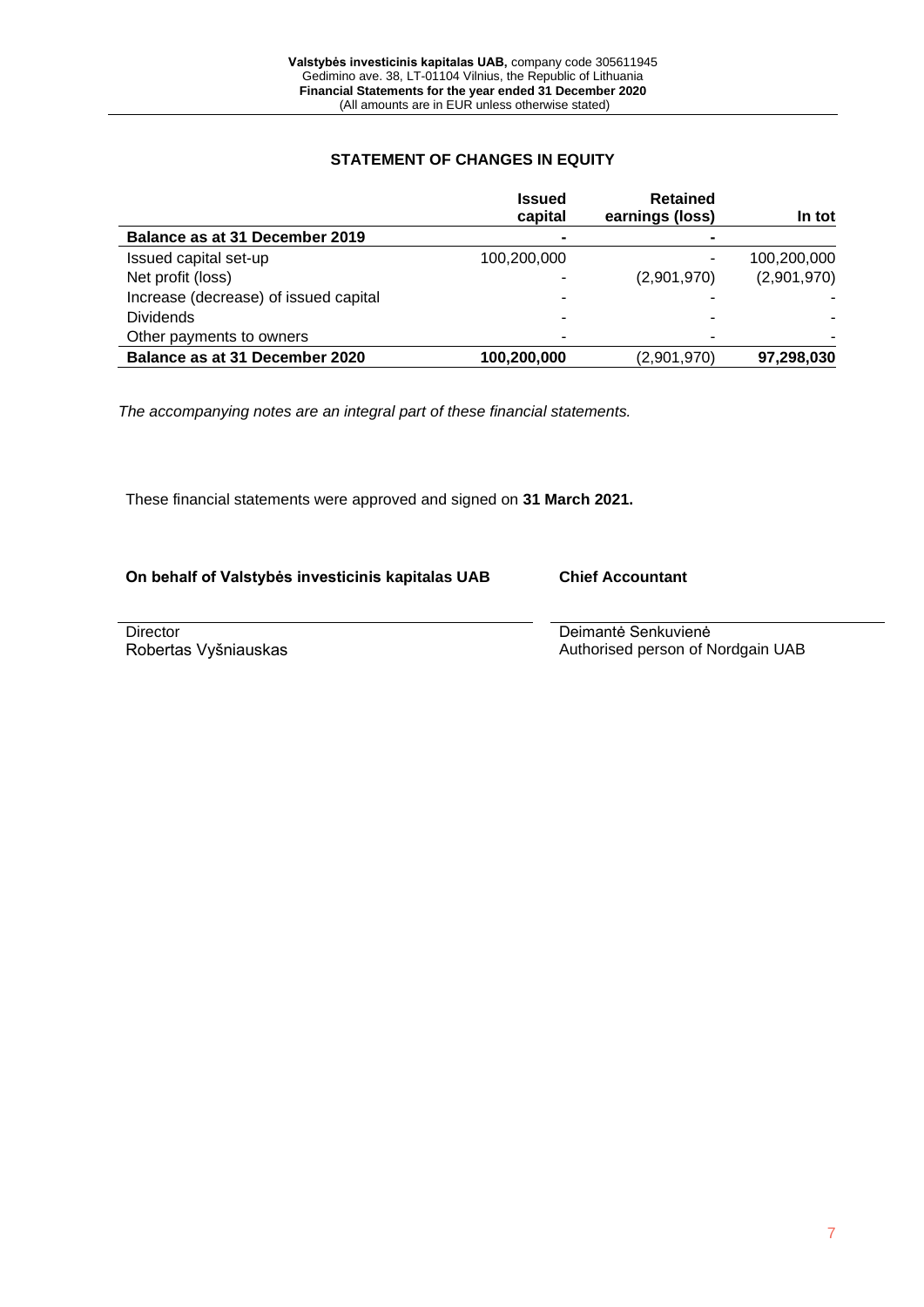## STATEMENT OF CHANGES IN EQUITY

| | Issued capital | Retained earnings (loss) | In tot |
|---|---|---|---|
| **Balance as at 31 December 2019** | **-** | **-** | |
| Issued capital set-up | 100,200,000 | - | 100,200,000 |
| Net profit (loss) | - | (2,901,970) | (2,901,970) |
| Increase (decrease) of issued capital | - | - | - |
| Dividends | - | - | - |
| Other payments to owners | - | - | - |
| **Balance as at 31 December 2020** | **100,200,000** | (2,901,970) | **97,298,030** |

*The accompanying notes are an integral part of these financial statements.*

These financial statements were approved and signed on **31 March 2021.**

**On behalf of Valstybės investicinis kapitalas UAB**

Director
Robertas Vyšniauskas

**Chief Accountant**

Deimantė Senkuvienė
Authorised person of Nordgain UAB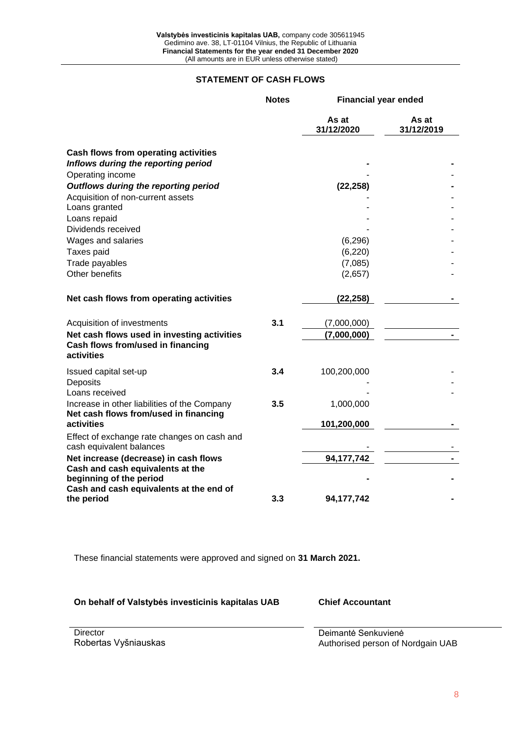## STATEMENT OF CASH FLOWS

| | Notes | Financial year ended | |
|---|---|---|---|
| | | As at 31/12/2020 | As at 31/12/2019 |
| **Cash flows from operating activities** | | | |
| ***Inflows during the reporting period*** | | **-** | **-** |
| Operating income | | - | - |
| ***Outflows during the reporting period*** | | **(22,258)** | **-** |
| Acquisition of non-current assets | | - | - |
| Loans granted | | - | - |
| Loans repaid | | - | - |
| Dividends received | | - | - |
| Wages and salaries | | (6,296) | - |
| Taxes paid | | (6,220) | - |
| Trade payables | | (7,085) | - |
| Other benefits | | (2,657) | - |
| **Net cash flows from operating activities** | | **(22,258)** | **-** |
| Acquisition of investments | **3.1** | (7,000,000) | |
| **Net cash flows used in investing activities** | | **(7,000,000)** | **-** |
| **Cash flows from/used in financing activities** | | | |
| Issued capital set-up | **3.4** | 100,200,000 | - |
| Deposits | | - | - |
| Loans received | | - | - |
| Increase in other liabilities of the Company | **3.5** | 1,000,000 | |
| **Net cash flows from/used in financing activities** | | **101,200,000** | **-** |
| Effect of exchange rate changes on cash and cash equivalent balances | | - | - |
| **Net increase (decrease) in cash flows** | | **94,177,742** | **-** |
| **Cash and cash equivalents at the beginning of the period** | | **-** | **-** |
| **Cash and cash equivalents at the end of the period** | **3.3** | **94,177,742** | **-** |

These financial statements were approved and signed on **31 March 2021.**

**On behalf of Valstybės investicinis kapitalas UAB**

Director
Robertas Vyšniauskas

**Chief Accountant**

Deimantė Senkuvienė
Authorised person of Nordgain UAB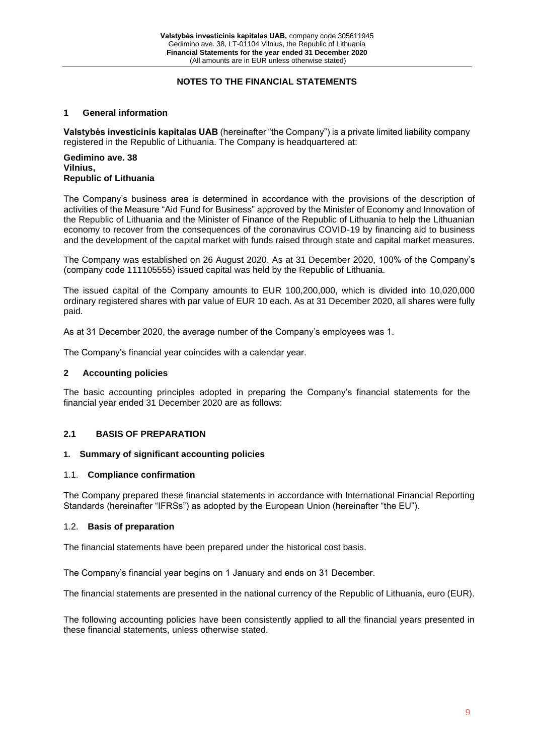## NOTES TO THE FINANCIAL STATEMENTS

### 1 General information

**Valstybės investicinis kapitalas UAB** (hereinafter "the Company") is a private limited liability company registered in the Republic of Lithuania. The Company is headquartered at:

**Gedimino ave. 38**
**Vilnius,**
**Republic of Lithuania**

The Company's business area is determined in accordance with the provisions of the description of activities of the Measure "Aid Fund for Business" approved by the Minister of Economy and Innovation of the Republic of Lithuania and the Minister of Finance of the Republic of Lithuania to help the Lithuanian economy to recover from the consequences of the coronavirus COVID-19 by financing aid to business and the development of the capital market with funds raised through state and capital market measures.

The Company was established on 26 August 2020. As at 31 December 2020, 100% of the Company's (company code 111105555) issued capital was held by the Republic of Lithuania.

The issued capital of the Company amounts to EUR 100,200,000, which is divided into 10,020,000 ordinary registered shares with par value of EUR 10 each. As at 31 December 2020, all shares were fully paid.

As at 31 December 2020, the average number of the Company's employees was 1.

The Company's financial year coincides with a calendar year.

### 2 Accounting policies

The basic accounting principles adopted in preparing the Company's financial statements for the financial year ended 31 December 2020 are as follows:

### 2.1 BASIS OF PREPARATION

#### 1. Summary of significant accounting policies

#### 1.1. Compliance confirmation

The Company prepared these financial statements in accordance with International Financial Reporting Standards (hereinafter "IFRSs") as adopted by the European Union (hereinafter "the EU").

#### 1.2. Basis of preparation

The financial statements have been prepared under the historical cost basis.

The Company's financial year begins on 1 January and ends on 31 December.

The financial statements are presented in the national currency of the Republic of Lithuania, euro (EUR).

The following accounting policies have been consistently applied to all the financial years presented in these financial statements, unless otherwise stated.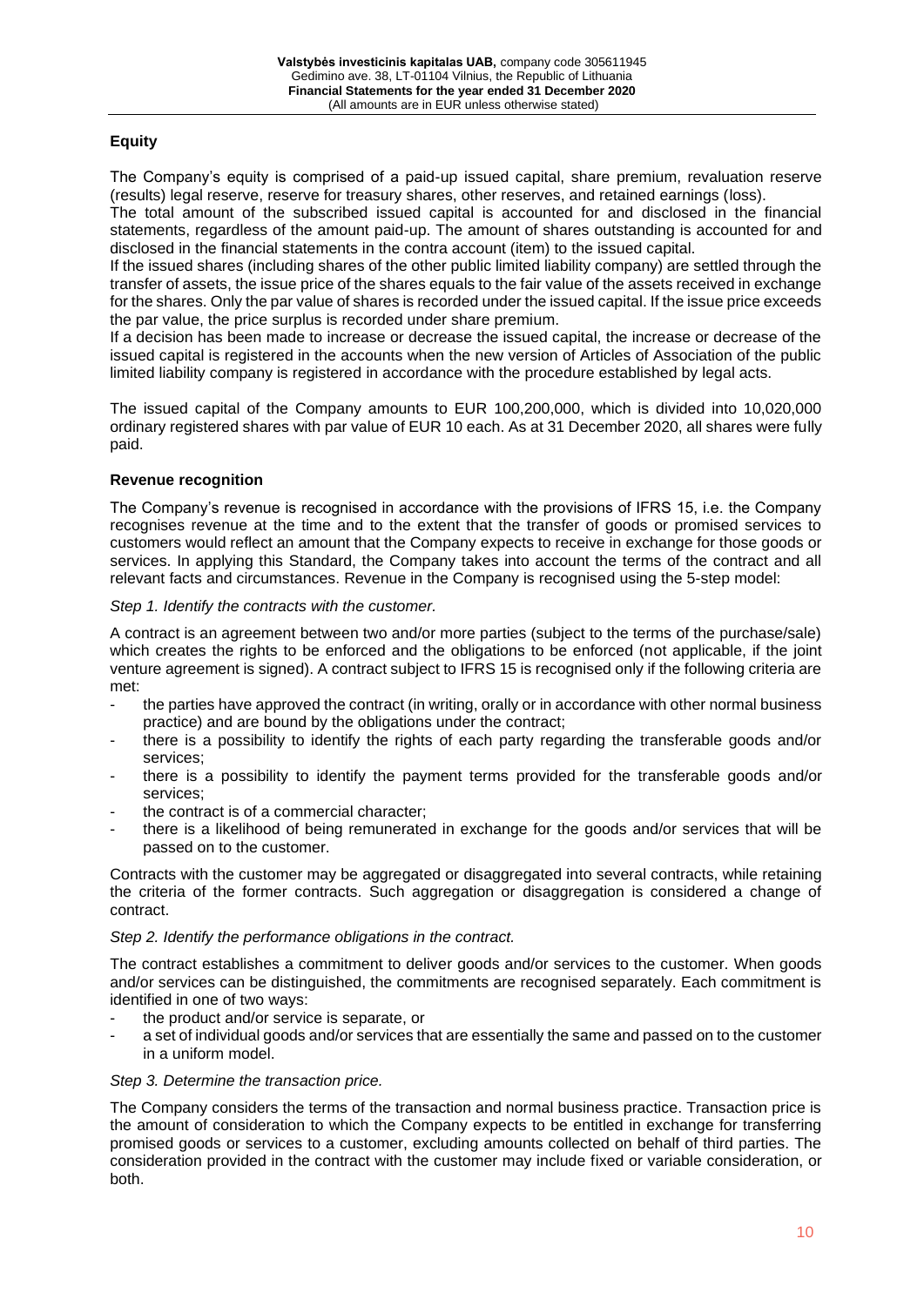## Equity

The Company's equity is comprised of a paid-up issued capital, share premium, revaluation reserve (results) legal reserve, reserve for treasury shares, other reserves, and retained earnings (loss).

The total amount of the subscribed issued capital is accounted for and disclosed in the financial statements, regardless of the amount paid-up. The amount of shares outstanding is accounted for and disclosed in the financial statements in the contra account (item) to the issued capital.

If the issued shares (including shares of the other public limited liability company) are settled through the transfer of assets, the issue price of the shares equals to the fair value of the assets received in exchange for the shares. Only the par value of shares is recorded under the issued capital. If the issue price exceeds the par value, the price surplus is recorded under share premium.

If a decision has been made to increase or decrease the issued capital, the increase or decrease of the issued capital is registered in the accounts when the new version of Articles of Association of the public limited liability company is registered in accordance with the procedure established by legal acts.

The issued capital of the Company amounts to EUR 100,200,000, which is divided into 10,020,000 ordinary registered shares with par value of EUR 10 each. As at 31 December 2020, all shares were fully paid.

## Revenue recognition

The Company's revenue is recognised in accordance with the provisions of IFRS 15, i.e. the Company recognises revenue at the time and to the extent that the transfer of goods or promised services to customers would reflect an amount that the Company expects to receive in exchange for those goods or services. In applying this Standard, the Company takes into account the terms of the contract and all relevant facts and circumstances. Revenue in the Company is recognised using the 5-step model:

*Step 1. Identify the contracts with the customer.*

A contract is an agreement between two and/or more parties (subject to the terms of the purchase/sale) which creates the rights to be enforced and the obligations to be enforced (not applicable, if the joint venture agreement is signed). A contract subject to IFRS 15 is recognised only if the following criteria are met:

- the parties have approved the contract (in writing, orally or in accordance with other normal business practice) and are bound by the obligations under the contract;
- there is a possibility to identify the rights of each party regarding the transferable goods and/or services;
- there is a possibility to identify the payment terms provided for the transferable goods and/or services;
- the contract is of a commercial character;
- there is a likelihood of being remunerated in exchange for the goods and/or services that will be passed on to the customer.

Contracts with the customer may be aggregated or disaggregated into several contracts, while retaining the criteria of the former contracts. Such aggregation or disaggregation is considered a change of contract.

*Step 2. Identify the performance obligations in the contract.*

The contract establishes a commitment to deliver goods and/or services to the customer. When goods and/or services can be distinguished, the commitments are recognised separately. Each commitment is identified in one of two ways:

- the product and/or service is separate, or
- a set of individual goods and/or services that are essentially the same and passed on to the customer in a uniform model.

*Step 3. Determine the transaction price.*

The Company considers the terms of the transaction and normal business practice. Transaction price is the amount of consideration to which the Company expects to be entitled in exchange for transferring promised goods or services to a customer, excluding amounts collected on behalf of third parties. The consideration provided in the contract with the customer may include fixed or variable consideration, or both.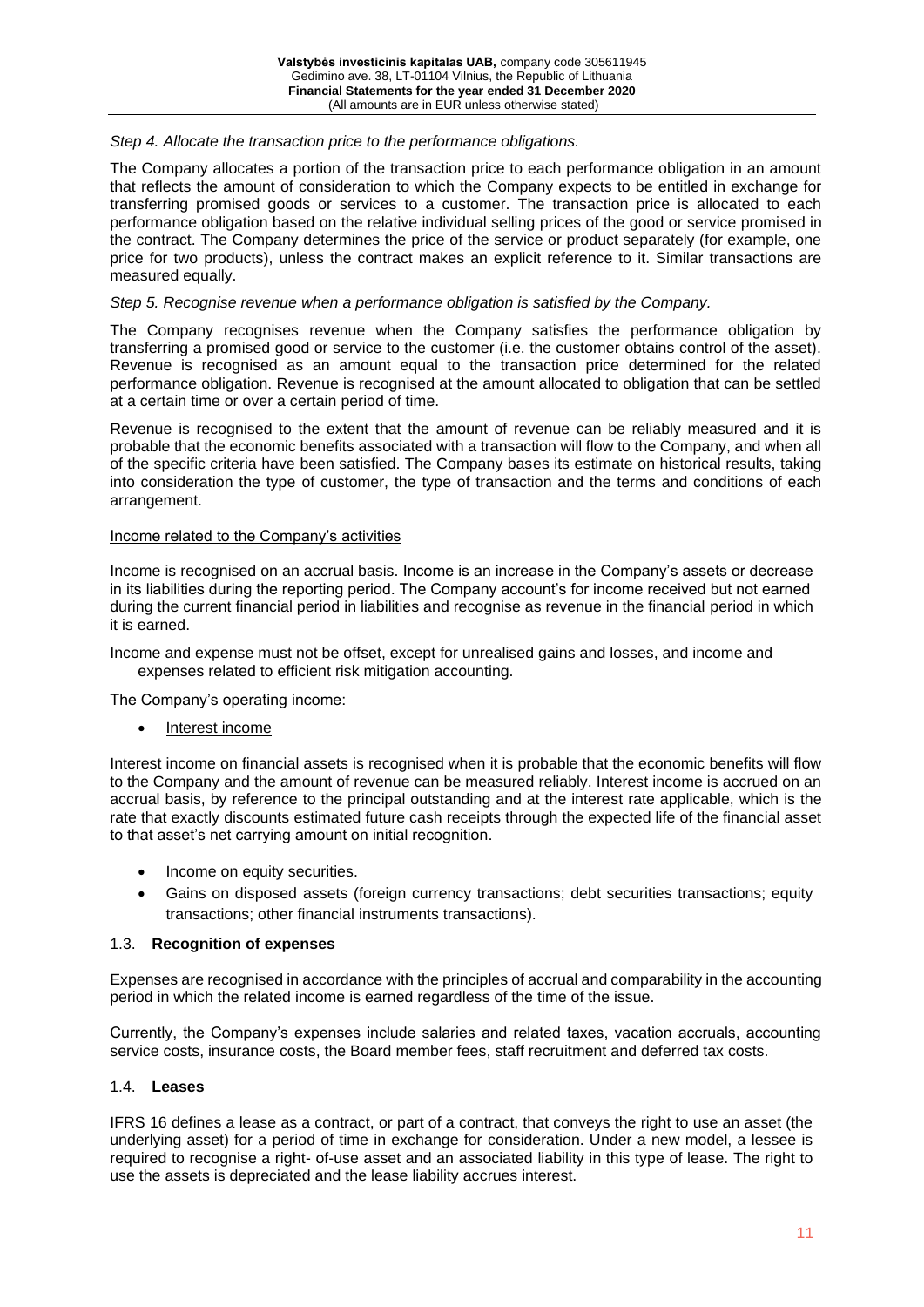*Step 4. Allocate the transaction price to the performance obligations.*

The Company allocates a portion of the transaction price to each performance obligation in an amount that reflects the amount of consideration to which the Company expects to be entitled in exchange for transferring promised goods or services to a customer. The transaction price is allocated to each performance obligation based on the relative individual selling prices of the good or service promised in the contract. The Company determines the price of the service or product separately (for example, one price for two products), unless the contract makes an explicit reference to it. Similar transactions are measured equally.

*Step 5. Recognise revenue when a performance obligation is satisfied by the Company.*

The Company recognises revenue when the Company satisfies the performance obligation by transferring a promised good or service to the customer (i.e. the customer obtains control of the asset). Revenue is recognised as an amount equal to the transaction price determined for the related performance obligation. Revenue is recognised at the amount allocated to obligation that can be settled at a certain time or over a certain period of time.

Revenue is recognised to the extent that the amount of revenue can be reliably measured and it is probable that the economic benefits associated with a transaction will flow to the Company, and when all of the specific criteria have been satisfied. The Company bases its estimate on historical results, taking into consideration the type of customer, the type of transaction and the terms and conditions of each arrangement.

Income related to the Company's activities

Income is recognised on an accrual basis. Income is an increase in the Company's assets or decrease in its liabilities during the reporting period. The Company account's for income received but not earned during the current financial period in liabilities and recognise as revenue in the financial period in which it is earned.

Income and expense must not be offset, except for unrealised gains and losses, and income and expenses related to efficient risk mitigation accounting.

The Company's operating income:

- Interest income

Interest income on financial assets is recognised when it is probable that the economic benefits will flow to the Company and the amount of revenue can be measured reliably. Interest income is accrued on an accrual basis, by reference to the principal outstanding and at the interest rate applicable, which is the rate that exactly discounts estimated future cash receipts through the expected life of the financial asset to that asset's net carrying amount on initial recognition.

- Income on equity securities.
- Gains on disposed assets (foreign currency transactions; debt securities transactions; equity transactions; other financial instruments transactions).

### 1.3. **Recognition of expenses**

Expenses are recognised in accordance with the principles of accrual and comparability in the accounting period in which the related income is earned regardless of the time of the issue.

Currently, the Company's expenses include salaries and related taxes, vacation accruals, accounting service costs, insurance costs, the Board member fees, staff recruitment and deferred tax costs.

### 1.4. **Leases**

IFRS 16 defines a lease as a contract, or part of a contract, that conveys the right to use an asset (the underlying asset) for a period of time in exchange for consideration. Under a new model, a lessee is required to recognise a right- of-use asset and an associated liability in this type of lease. The right to use the assets is depreciated and the lease liability accrues interest.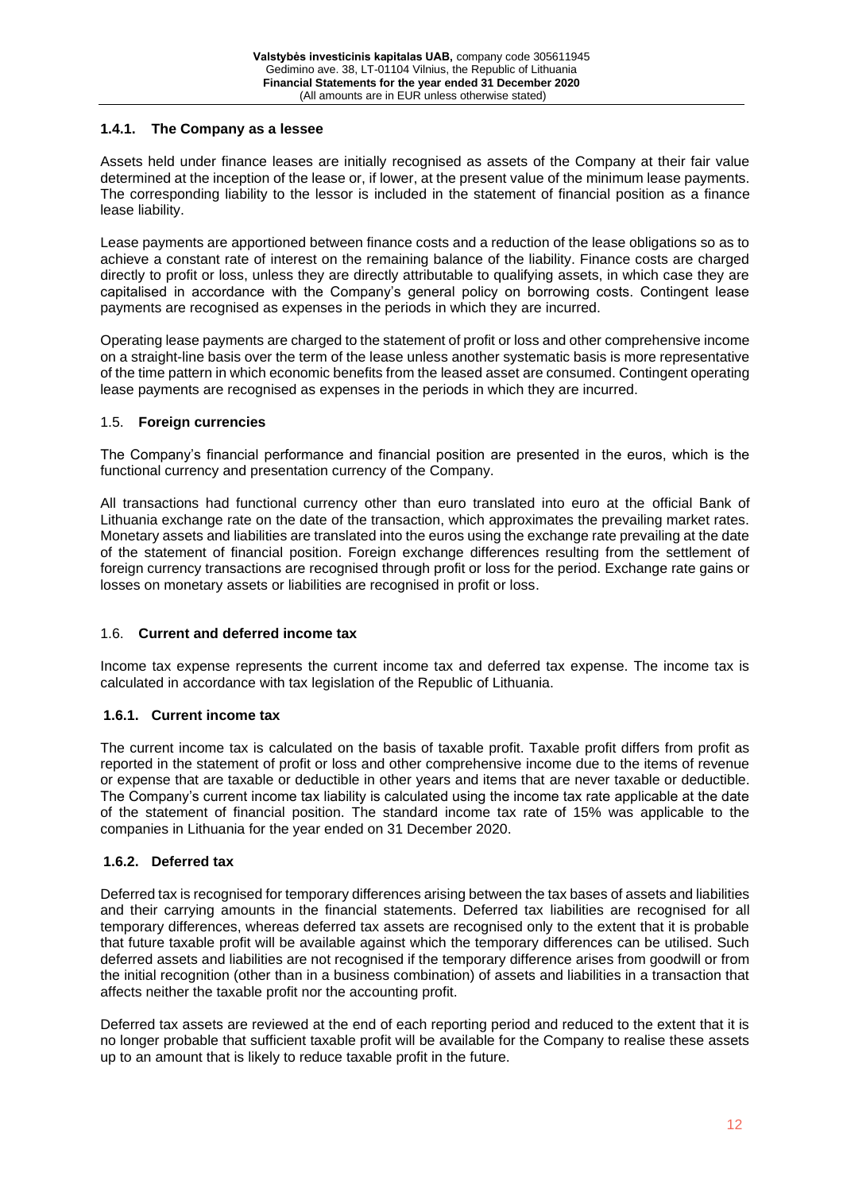### 1.4.1. The Company as a lessee

Assets held under finance leases are initially recognised as assets of the Company at their fair value determined at the inception of the lease or, if lower, at the present value of the minimum lease payments. The corresponding liability to the lessor is included in the statement of financial position as a finance lease liability.

Lease payments are apportioned between finance costs and a reduction of the lease obligations so as to achieve a constant rate of interest on the remaining balance of the liability. Finance costs are charged directly to profit or loss, unless they are directly attributable to qualifying assets, in which case they are capitalised in accordance with the Company's general policy on borrowing costs. Contingent lease payments are recognised as expenses in the periods in which they are incurred.

Operating lease payments are charged to the statement of profit or loss and other comprehensive income on a straight-line basis over the term of the lease unless another systematic basis is more representative of the time pattern in which economic benefits from the leased asset are consumed. Contingent operating lease payments are recognised as expenses in the periods in which they are incurred.

## 1.5. Foreign currencies

The Company's financial performance and financial position are presented in the euros, which is the functional currency and presentation currency of the Company.

All transactions had functional currency other than euro translated into euro at the official Bank of Lithuania exchange rate on the date of the transaction, which approximates the prevailing market rates. Monetary assets and liabilities are translated into the euros using the exchange rate prevailing at the date of the statement of financial position. Foreign exchange differences resulting from the settlement of foreign currency transactions are recognised through profit or loss for the period. Exchange rate gains or losses on monetary assets or liabilities are recognised in profit or loss.

## 1.6. Current and deferred income tax

Income tax expense represents the current income tax and deferred tax expense. The income tax is calculated in accordance with tax legislation of the Republic of Lithuania.

### 1.6.1. Current income tax

The current income tax is calculated on the basis of taxable profit. Taxable profit differs from profit as reported in the statement of profit or loss and other comprehensive income due to the items of revenue or expense that are taxable or deductible in other years and items that are never taxable or deductible. The Company's current income tax liability is calculated using the income tax rate applicable at the date of the statement of financial position. The standard income tax rate of 15% was applicable to the companies in Lithuania for the year ended on 31 December 2020.

### 1.6.2. Deferred tax

Deferred tax is recognised for temporary differences arising between the tax bases of assets and liabilities and their carrying amounts in the financial statements. Deferred tax liabilities are recognised for all temporary differences, whereas deferred tax assets are recognised only to the extent that it is probable that future taxable profit will be available against which the temporary differences can be utilised. Such deferred assets and liabilities are not recognised if the temporary difference arises from goodwill or from the initial recognition (other than in a business combination) of assets and liabilities in a transaction that affects neither the taxable profit nor the accounting profit.

Deferred tax assets are reviewed at the end of each reporting period and reduced to the extent that it is no longer probable that sufficient taxable profit will be available for the Company to realise these assets up to an amount that is likely to reduce taxable profit in the future.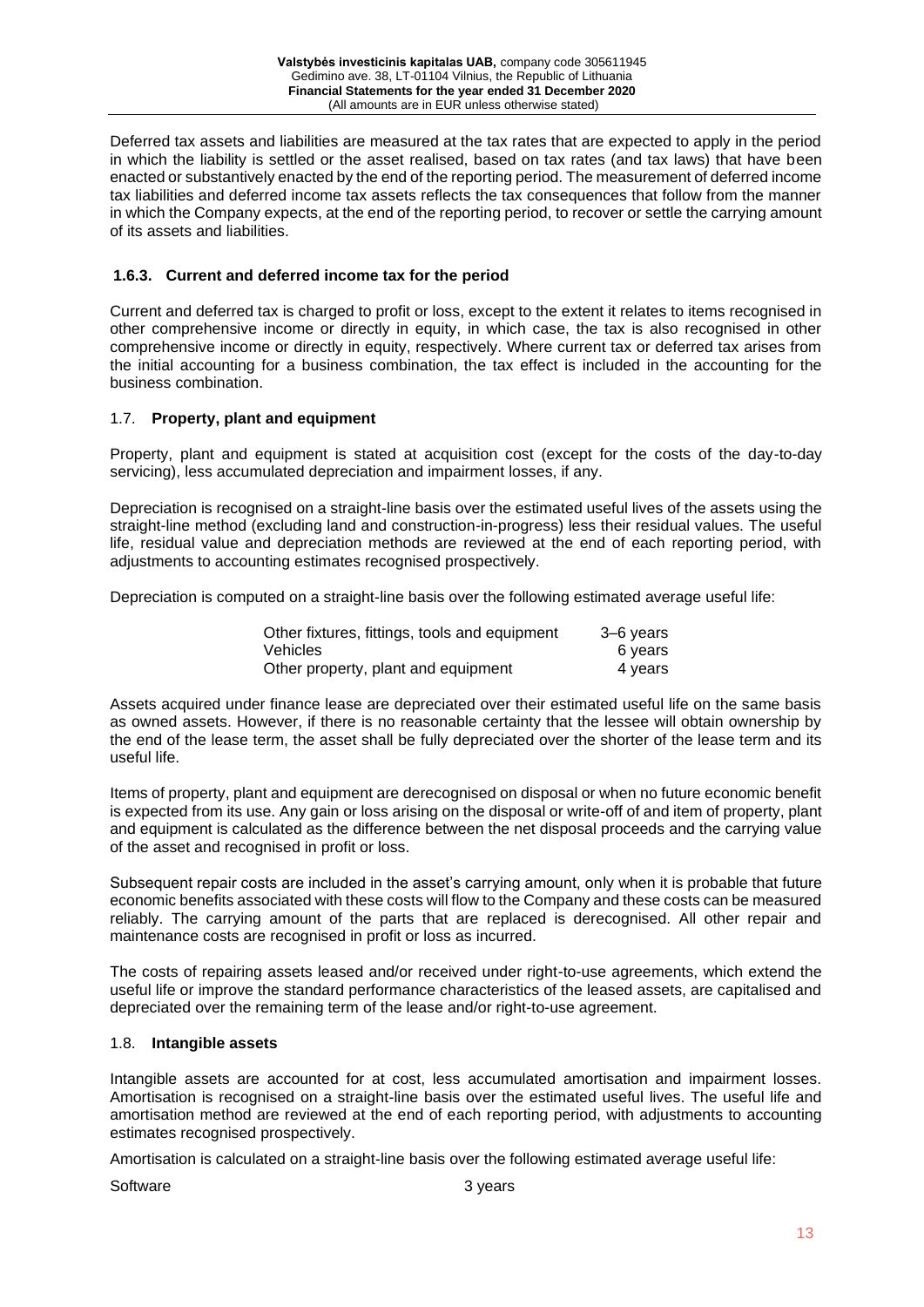Deferred tax assets and liabilities are measured at the tax rates that are expected to apply in the period in which the liability is settled or the asset realised, based on tax rates (and tax laws) that have been enacted or substantively enacted by the end of the reporting period. The measurement of deferred income tax liabilities and deferred income tax assets reflects the tax consequences that follow from the manner in which the Company expects, at the end of the reporting period, to recover or settle the carrying amount of its assets and liabilities.

### 1.6.3. Current and deferred income tax for the period

Current and deferred tax is charged to profit or loss, except to the extent it relates to items recognised in other comprehensive income or directly in equity, in which case, the tax is also recognised in other comprehensive income or directly in equity, respectively. Where current tax or deferred tax arises from the initial accounting for a business combination, the tax effect is included in the accounting for the business combination.

## 1.7. Property, plant and equipment

Property, plant and equipment is stated at acquisition cost (except for the costs of the day-to-day servicing), less accumulated depreciation and impairment losses, if any.

Depreciation is recognised on a straight-line basis over the estimated useful lives of the assets using the straight-line method (excluding land and construction-in-progress) less their residual values. The useful life, residual value and depreciation methods are reviewed at the end of each reporting period, with adjustments to accounting estimates recognised prospectively.

Depreciation is computed on a straight-line basis over the following estimated average useful life:

| | |
|---|---|
| Other fixtures, fittings, tools and equipment | 3–6 years |
| Vehicles | 6 years |
| Other property, plant and equipment | 4 years |

Assets acquired under finance lease are depreciated over their estimated useful life on the same basis as owned assets. However, if there is no reasonable certainty that the lessee will obtain ownership by the end of the lease term, the asset shall be fully depreciated over the shorter of the lease term and its useful life.

Items of property, plant and equipment are derecognised on disposal or when no future economic benefit is expected from its use. Any gain or loss arising on the disposal or write-off of and item of property, plant and equipment is calculated as the difference between the net disposal proceeds and the carrying value of the asset and recognised in profit or loss.

Subsequent repair costs are included in the asset's carrying amount, only when it is probable that future economic benefits associated with these costs will flow to the Company and these costs can be measured reliably. The carrying amount of the parts that are replaced is derecognised. All other repair and maintenance costs are recognised in profit or loss as incurred.

The costs of repairing assets leased and/or received under right-to-use agreements, which extend the useful life or improve the standard performance characteristics of the leased assets, are capitalised and depreciated over the remaining term of the lease and/or right-to-use agreement.

## 1.8. Intangible assets

Intangible assets are accounted for at cost, less accumulated amortisation and impairment losses. Amortisation is recognised on a straight-line basis over the estimated useful lives. The useful life and amortisation method are reviewed at the end of each reporting period, with adjustments to accounting estimates recognised prospectively.

Amortisation is calculated on a straight-line basis over the following estimated average useful life:

| | |
|---|---|
| Software | 3 years |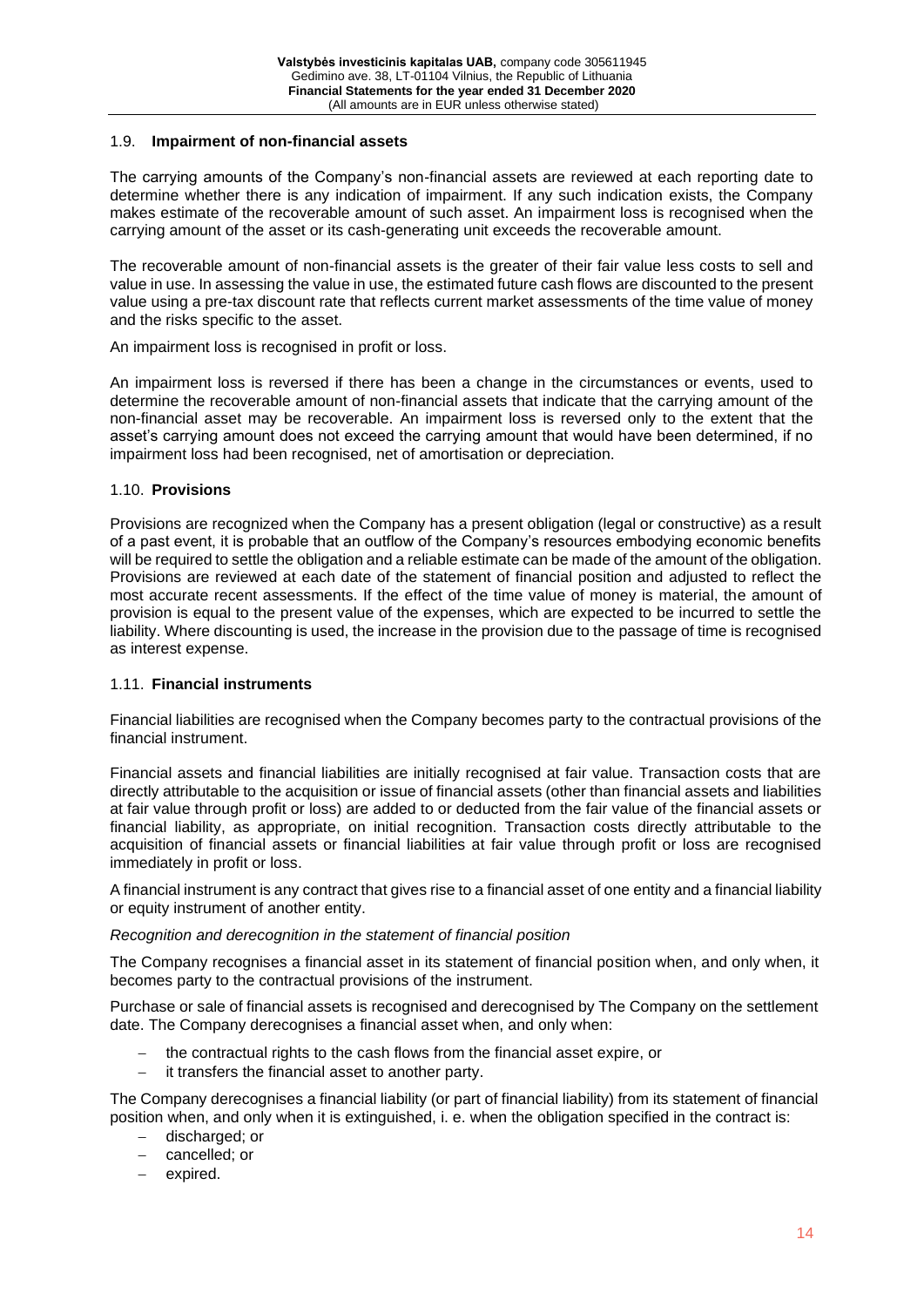### 1.9. **Impairment of non-financial assets**

The carrying amounts of the Company's non-financial assets are reviewed at each reporting date to determine whether there is any indication of impairment. If any such indication exists, the Company makes estimate of the recoverable amount of such asset. An impairment loss is recognised when the carrying amount of the asset or its cash-generating unit exceeds the recoverable amount.

The recoverable amount of non-financial assets is the greater of their fair value less costs to sell and value in use. In assessing the value in use, the estimated future cash flows are discounted to the present value using a pre-tax discount rate that reflects current market assessments of the time value of money and the risks specific to the asset.

An impairment loss is recognised in profit or loss.

An impairment loss is reversed if there has been a change in the circumstances or events, used to determine the recoverable amount of non-financial assets that indicate that the carrying amount of the non-financial asset may be recoverable. An impairment loss is reversed only to the extent that the asset's carrying amount does not exceed the carrying amount that would have been determined, if no impairment loss had been recognised, net of amortisation or depreciation.

### 1.10. **Provisions**

Provisions are recognized when the Company has a present obligation (legal or constructive) as a result of a past event, it is probable that an outflow of the Company's resources embodying economic benefits will be required to settle the obligation and a reliable estimate can be made of the amount of the obligation. Provisions are reviewed at each date of the statement of financial position and adjusted to reflect the most accurate recent assessments. If the effect of the time value of money is material, the amount of provision is equal to the present value of the expenses, which are expected to be incurred to settle the liability. Where discounting is used, the increase in the provision due to the passage of time is recognised as interest expense.

### 1.11. **Financial instruments**

Financial liabilities are recognised when the Company becomes party to the contractual provisions of the financial instrument.

Financial assets and financial liabilities are initially recognised at fair value. Transaction costs that are directly attributable to the acquisition or issue of financial assets (other than financial assets and liabilities at fair value through profit or loss) are added to or deducted from the fair value of the financial assets or financial liability, as appropriate, on initial recognition. Transaction costs directly attributable to the acquisition of financial assets or financial liabilities at fair value through profit or loss are recognised immediately in profit or loss.

A financial instrument is any contract that gives rise to a financial asset of one entity and a financial liability or equity instrument of another entity.

*Recognition and derecognition in the statement of financial position*

The Company recognises a financial asset in its statement of financial position when, and only when, it becomes party to the contractual provisions of the instrument.

Purchase or sale of financial assets is recognised and derecognised by The Company on the settlement date. The Company derecognises a financial asset when, and only when:

- the contractual rights to the cash flows from the financial asset expire, or
- it transfers the financial asset to another party.

The Company derecognises a financial liability (or part of financial liability) from its statement of financial position when, and only when it is extinguished, i. e. when the obligation specified in the contract is:

- discharged; or
- cancelled; or
- expired.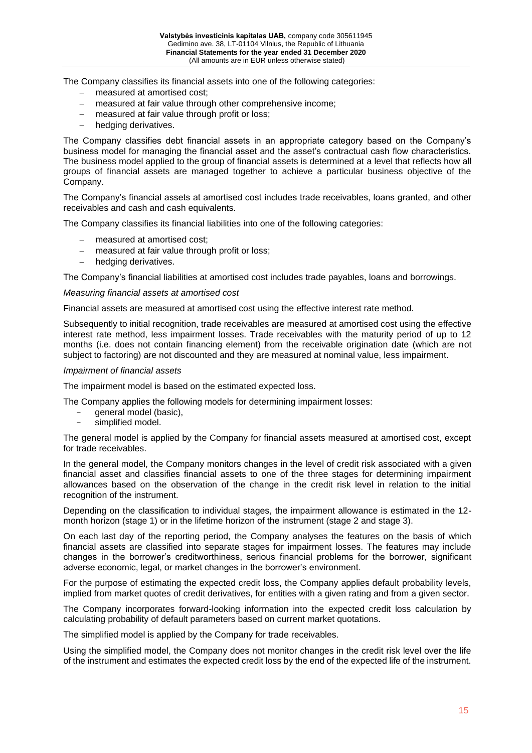The Company classifies its financial assets into one of the following categories:

- measured at amortised cost;
- measured at fair value through other comprehensive income;
- measured at fair value through profit or loss;
- hedging derivatives.

The Company classifies debt financial assets in an appropriate category based on the Company's business model for managing the financial asset and the asset's contractual cash flow characteristics. The business model applied to the group of financial assets is determined at a level that reflects how all groups of financial assets are managed together to achieve a particular business objective of the Company.

The Company's financial assets at amortised cost includes trade receivables, loans granted, and other receivables and cash and cash equivalents.

The Company classifies its financial liabilities into one of the following categories:

- measured at amortised cost;
- measured at fair value through profit or loss;
- hedging derivatives.

The Company's financial liabilities at amortised cost includes trade payables, loans and borrowings.

*Measuring financial assets at amortised cost*

Financial assets are measured at amortised cost using the effective interest rate method.

Subsequently to initial recognition, trade receivables are measured at amortised cost using the effective interest rate method, less impairment losses. Trade receivables with the maturity period of up to 12 months (i.e. does not contain financing element) from the receivable origination date (which are not subject to factoring) are not discounted and they are measured at nominal value, less impairment.

*Impairment of financial assets*

The impairment model is based on the estimated expected loss.

The Company applies the following models for determining impairment losses:

- general model (basic),
- simplified model.

The general model is applied by the Company for financial assets measured at amortised cost, except for trade receivables.

In the general model, the Company monitors changes in the level of credit risk associated with a given financial asset and classifies financial assets to one of the three stages for determining impairment allowances based on the observation of the change in the credit risk level in relation to the initial recognition of the instrument.

Depending on the classification to individual stages, the impairment allowance is estimated in the 12-month horizon (stage 1) or in the lifetime horizon of the instrument (stage 2 and stage 3).

On each last day of the reporting period, the Company analyses the features on the basis of which financial assets are classified into separate stages for impairment losses. The features may include changes in the borrower's creditworthiness, serious financial problems for the borrower, significant adverse economic, legal, or market changes in the borrower's environment.

For the purpose of estimating the expected credit loss, the Company applies default probability levels, implied from market quotes of credit derivatives, for entities with a given rating and from a given sector.

The Company incorporates forward-looking information into the expected credit loss calculation by calculating probability of default parameters based on current market quotations.

The simplified model is applied by the Company for trade receivables.

Using the simplified model, the Company does not monitor changes in the credit risk level over the life of the instrument and estimates the expected credit loss by the end of the expected life of the instrument.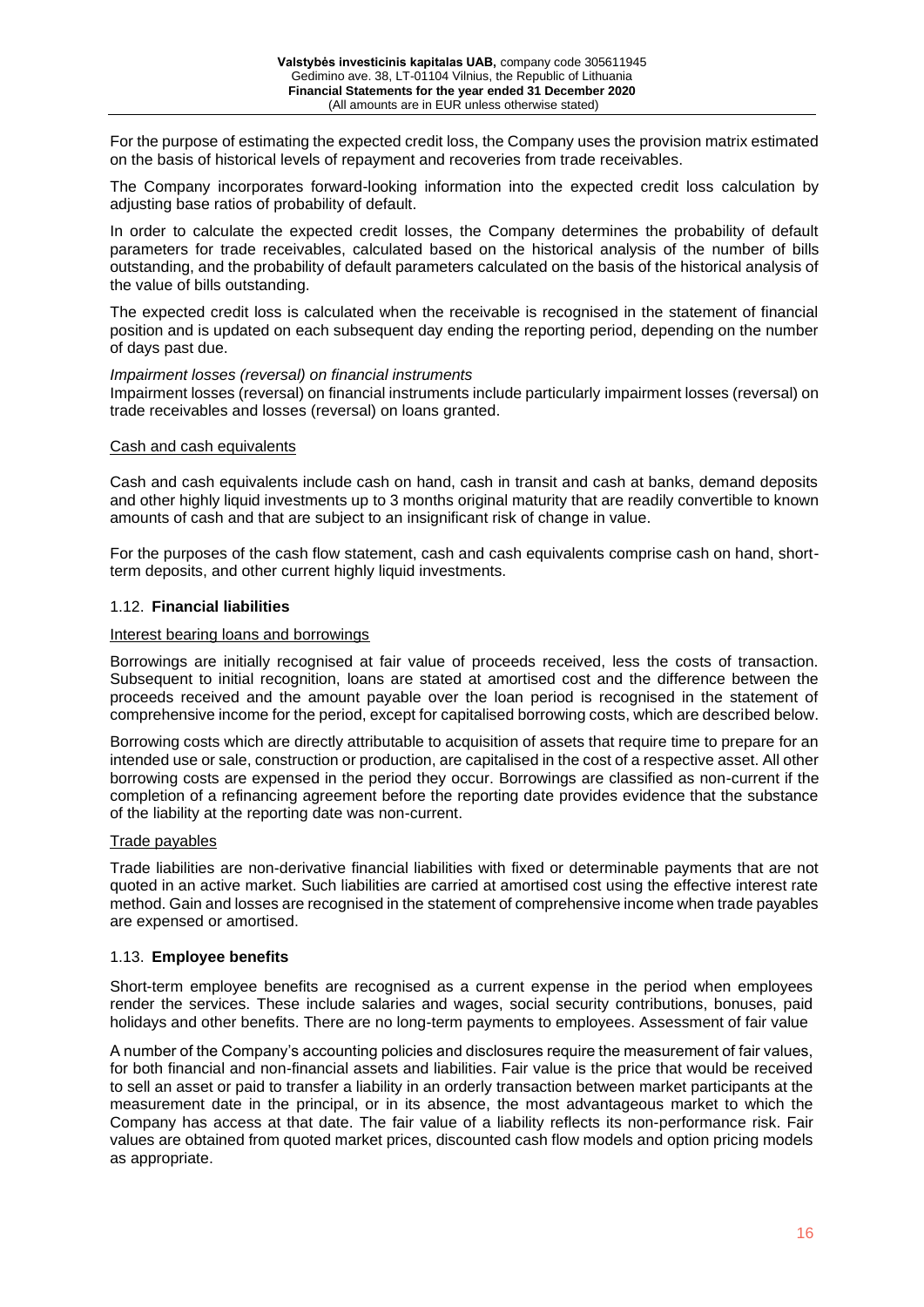For the purpose of estimating the expected credit loss, the Company uses the provision matrix estimated on the basis of historical levels of repayment and recoveries from trade receivables.

The Company incorporates forward-looking information into the expected credit loss calculation by adjusting base ratios of probability of default.

In order to calculate the expected credit losses, the Company determines the probability of default parameters for trade receivables, calculated based on the historical analysis of the number of bills outstanding, and the probability of default parameters calculated on the basis of the historical analysis of the value of bills outstanding.

The expected credit loss is calculated when the receivable is recognised in the statement of financial position and is updated on each subsequent day ending the reporting period, depending on the number of days past due.

*Impairment losses (reversal) on financial instruments*

Impairment losses (reversal) on financial instruments include particularly impairment losses (reversal) on trade receivables and losses (reversal) on loans granted.

Cash and cash equivalents

Cash and cash equivalents include cash on hand, cash in transit and cash at banks, demand deposits and other highly liquid investments up to 3 months original maturity that are readily convertible to known amounts of cash and that are subject to an insignificant risk of change in value.

For the purposes of the cash flow statement, cash and cash equivalents comprise cash on hand, short-term deposits, and other current highly liquid investments.

## 1.12. **Financial liabilities**

Interest bearing loans and borrowings

Borrowings are initially recognised at fair value of proceeds received, less the costs of transaction. Subsequent to initial recognition, loans are stated at amortised cost and the difference between the proceeds received and the amount payable over the loan period is recognised in the statement of comprehensive income for the period, except for capitalised borrowing costs, which are described below.

Borrowing costs which are directly attributable to acquisition of assets that require time to prepare for an intended use or sale, construction or production, are capitalised in the cost of a respective asset. All other borrowing costs are expensed in the period they occur. Borrowings are classified as non-current if the completion of a refinancing agreement before the reporting date provides evidence that the substance of the liability at the reporting date was non-current.

Trade payables

Trade liabilities are non-derivative financial liabilities with fixed or determinable payments that are not quoted in an active market. Such liabilities are carried at amortised cost using the effective interest rate method. Gain and losses are recognised in the statement of comprehensive income when trade payables are expensed or amortised.

## 1.13. **Employee benefits**

Short-term employee benefits are recognised as a current expense in the period when employees render the services. These include salaries and wages, social security contributions, bonuses, paid holidays and other benefits. There are no long-term payments to employees. Assessment of fair value

A number of the Company's accounting policies and disclosures require the measurement of fair values, for both financial and non-financial assets and liabilities. Fair value is the price that would be received to sell an asset or paid to transfer a liability in an orderly transaction between market participants at the measurement date in the principal, or in its absence, the most advantageous market to which the Company has access at that date. The fair value of a liability reflects its non-performance risk. Fair values are obtained from quoted market prices, discounted cash flow models and option pricing models as appropriate.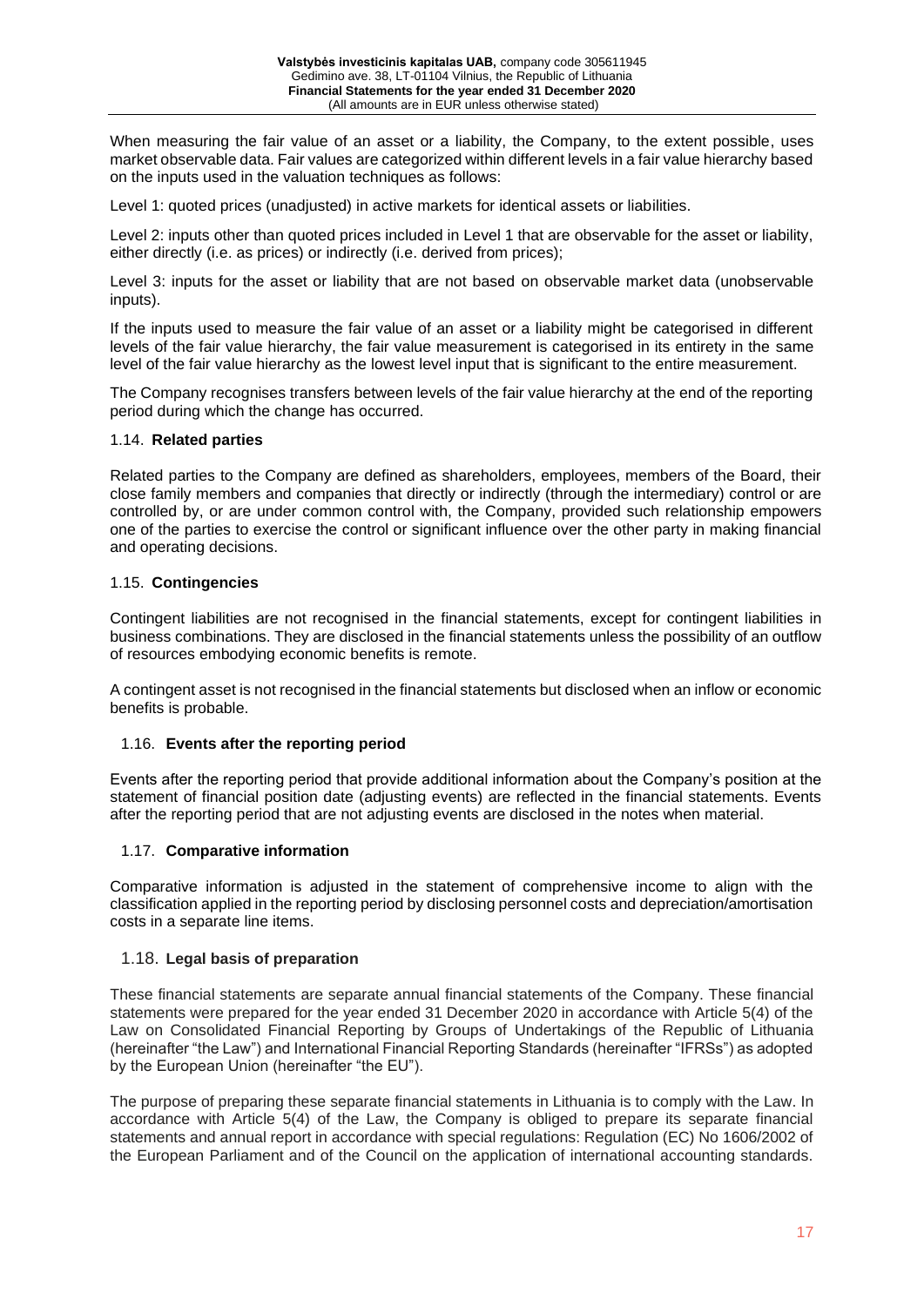When measuring the fair value of an asset or a liability, the Company, to the extent possible, uses market observable data. Fair values are categorized within different levels in a fair value hierarchy based on the inputs used in the valuation techniques as follows:

Level 1: quoted prices (unadjusted) in active markets for identical assets or liabilities.

Level 2: inputs other than quoted prices included in Level 1 that are observable for the asset or liability, either directly (i.e. as prices) or indirectly (i.e. derived from prices);

Level 3: inputs for the asset or liability that are not based on observable market data (unobservable inputs).

If the inputs used to measure the fair value of an asset or a liability might be categorised in different levels of the fair value hierarchy, the fair value measurement is categorised in its entirety in the same level of the fair value hierarchy as the lowest level input that is significant to the entire measurement.

The Company recognises transfers between levels of the fair value hierarchy at the end of the reporting period during which the change has occurred.

### 1.14. **Related parties**

Related parties to the Company are defined as shareholders, employees, members of the Board, their close family members and companies that directly or indirectly (through the intermediary) control or are controlled by, or are under common control with, the Company, provided such relationship empowers one of the parties to exercise the control or significant influence over the other party in making financial and operating decisions.

### 1.15. **Contingencies**

Contingent liabilities are not recognised in the financial statements, except for contingent liabilities in business combinations. They are disclosed in the financial statements unless the possibility of an outflow of resources embodying economic benefits is remote.

A contingent asset is not recognised in the financial statements but disclosed when an inflow or economic benefits is probable.

### 1.16. **Events after the reporting period**

Events after the reporting period that provide additional information about the Company's position at the statement of financial position date (adjusting events) are reflected in the financial statements. Events after the reporting period that are not adjusting events are disclosed in the notes when material.

### 1.17. **Comparative information**

Comparative information is adjusted in the statement of comprehensive income to align with the classification applied in the reporting period by disclosing personnel costs and depreciation/amortisation costs in a separate line items.

### 1.18. **Legal basis of preparation**

These financial statements are separate annual financial statements of the Company. These financial statements were prepared for the year ended 31 December 2020 in accordance with Article 5(4) of the Law on Consolidated Financial Reporting by Groups of Undertakings of the Republic of Lithuania (hereinafter "the Law") and International Financial Reporting Standards (hereinafter "IFRSs") as adopted by the European Union (hereinafter "the EU").

The purpose of preparing these separate financial statements in Lithuania is to comply with the Law. In accordance with Article 5(4) of the Law, the Company is obliged to prepare its separate financial statements and annual report in accordance with special regulations: Regulation (EC) No 1606/2002 of the European Parliament and of the Council on the application of international accounting standards.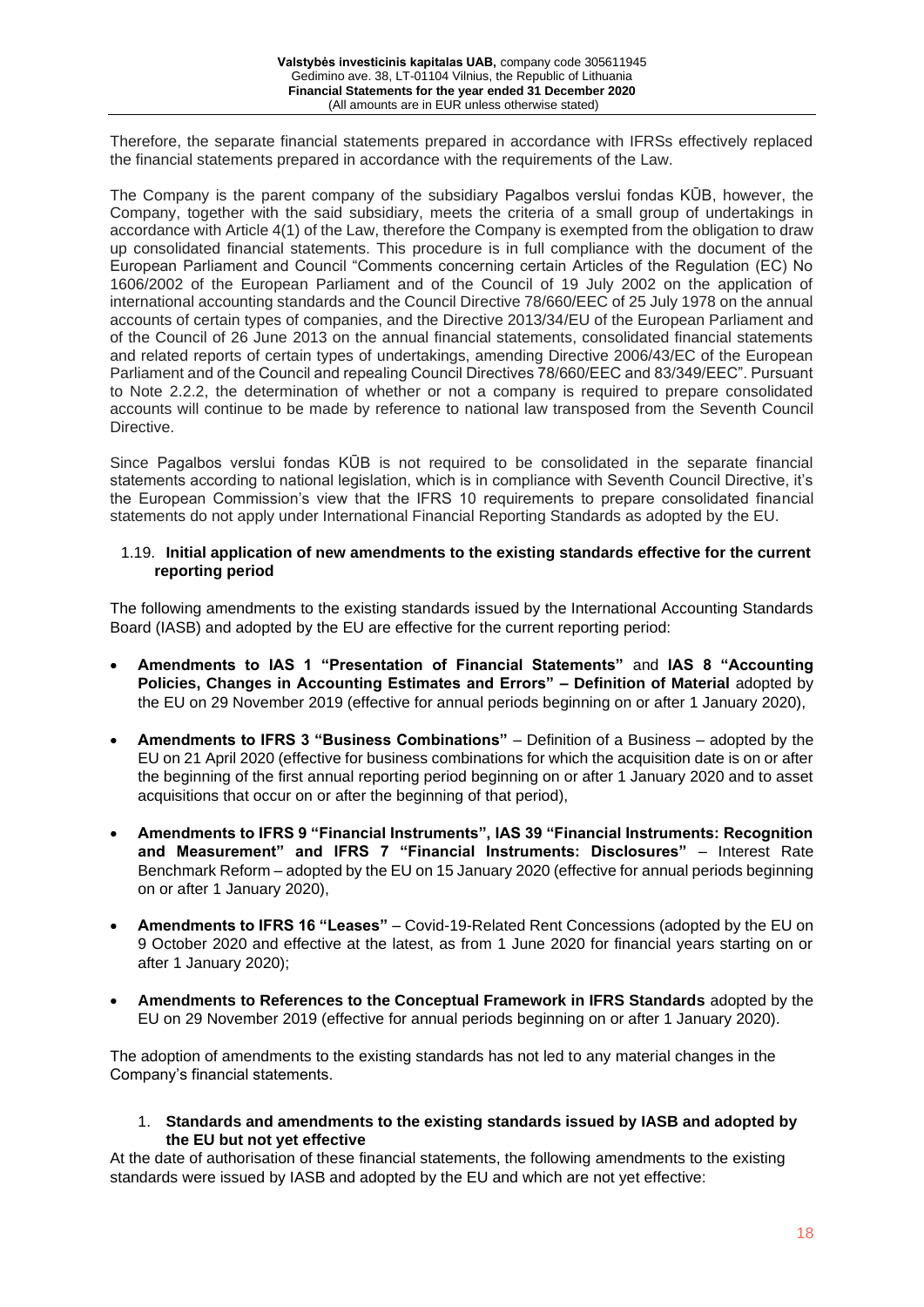Therefore, the separate financial statements prepared in accordance with IFRSs effectively replaced the financial statements prepared in accordance with the requirements of the Law.

The Company is the parent company of the subsidiary Pagalbos verslui fondas KŪB, however, the Company, together with the said subsidiary, meets the criteria of a small group of undertakings in accordance with Article 4(1) of the Law, therefore the Company is exempted from the obligation to draw up consolidated financial statements. This procedure is in full compliance with the document of the European Parliament and Council "Comments concerning certain Articles of the Regulation (EC) No 1606/2002 of the European Parliament and of the Council of 19 July 2002 on the application of international accounting standards and the Council Directive 78/660/EEC of 25 July 1978 on the annual accounts of certain types of companies, and the Directive 2013/34/EU of the European Parliament and of the Council of 26 June 2013 on the annual financial statements, consolidated financial statements and related reports of certain types of undertakings, amending Directive 2006/43/EC of the European Parliament and of the Council and repealing Council Directives 78/660/EEC and 83/349/EEC". Pursuant to Note 2.2.2, the determination of whether or not a company is required to prepare consolidated accounts will continue to be made by reference to national law transposed from the Seventh Council Directive.

Since Pagalbos verslui fondas KŪB is not required to be consolidated in the separate financial statements according to national legislation, which is in compliance with Seventh Council Directive, it's the European Commission's view that the IFRS 10 requirements to prepare consolidated financial statements do not apply under International Financial Reporting Standards as adopted by the EU.

### 1.19. Initial application of new amendments to the existing standards effective for the current reporting period

The following amendments to the existing standards issued by the International Accounting Standards Board (IASB) and adopted by the EU are effective for the current reporting period:

- **Amendments to IAS 1 "Presentation of Financial Statements"** and **IAS 8 "Accounting Policies, Changes in Accounting Estimates and Errors" – Definition of Material** adopted by the EU on 29 November 2019 (effective for annual periods beginning on or after 1 January 2020),
- **Amendments to IFRS 3 "Business Combinations"** – Definition of a Business – adopted by the EU on 21 April 2020 (effective for business combinations for which the acquisition date is on or after the beginning of the first annual reporting period beginning on or after 1 January 2020 and to asset acquisitions that occur on or after the beginning of that period),
- **Amendments to IFRS 9 "Financial Instruments", IAS 39 "Financial Instruments: Recognition and Measurement" and IFRS 7 "Financial Instruments: Disclosures"** – Interest Rate Benchmark Reform – adopted by the EU on 15 January 2020 (effective for annual periods beginning on or after 1 January 2020),
- **Amendments to IFRS 16 "Leases"** – Covid-19-Related Rent Concessions (adopted by the EU on 9 October 2020 and effective at the latest, as from 1 June 2020 for financial years starting on or after 1 January 2020);
- **Amendments to References to the Conceptual Framework in IFRS Standards** adopted by the EU on 29 November 2019 (effective for annual periods beginning on or after 1 January 2020).

The adoption of amendments to the existing standards has not led to any material changes in the Company's financial statements.

### 1. Standards and amendments to the existing standards issued by IASB and adopted by the EU but not yet effective

At the date of authorisation of these financial statements, the following amendments to the existing standards were issued by IASB and adopted by the EU and which are not yet effective: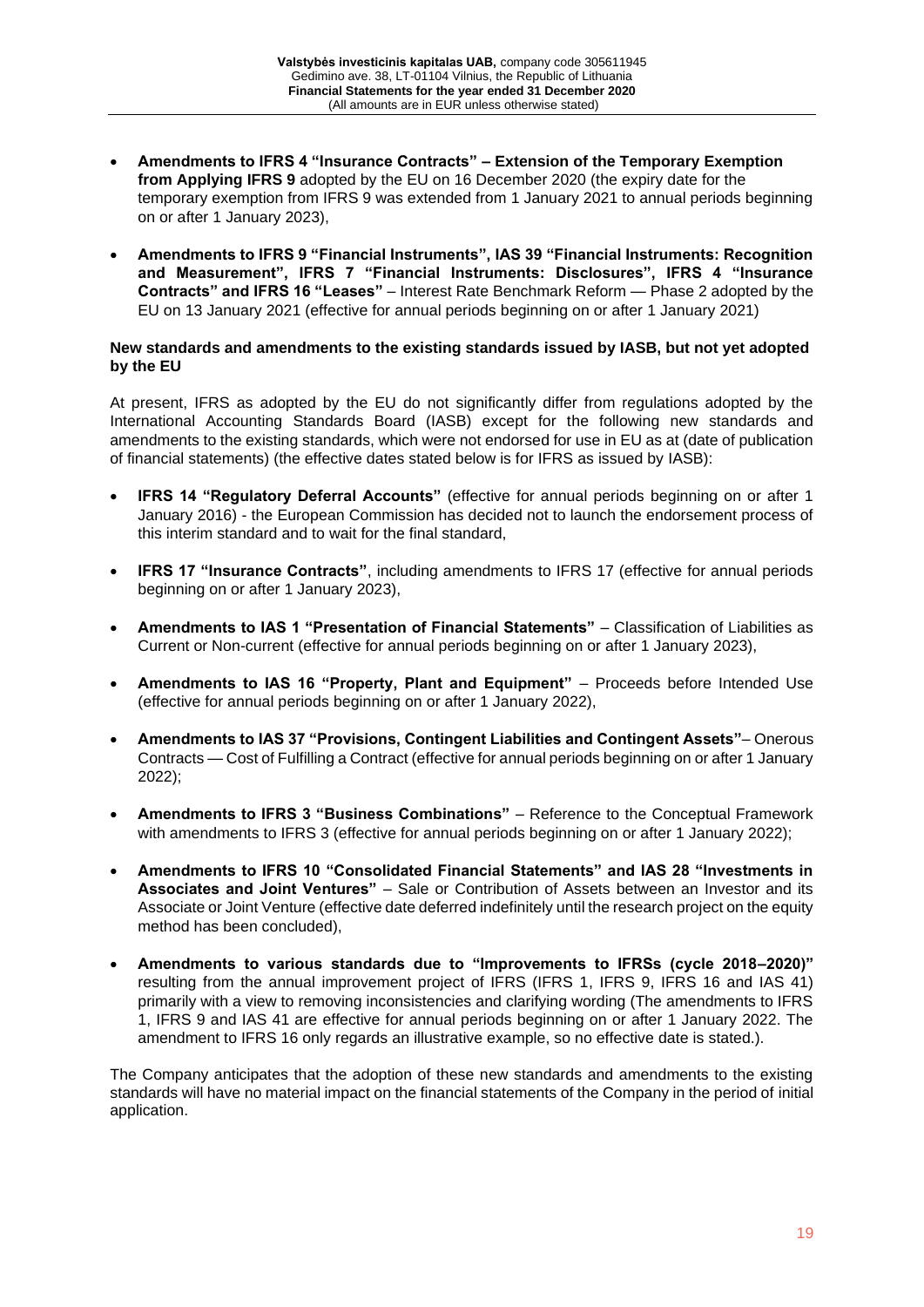- **Amendments to IFRS 4 "Insurance Contracts" – Extension of the Temporary Exemption from Applying IFRS 9** adopted by the EU on 16 December 2020 (the expiry date for the temporary exemption from IFRS 9 was extended from 1 January 2021 to annual periods beginning on or after 1 January 2023),

- **Amendments to IFRS 9 "Financial Instruments", IAS 39 "Financial Instruments: Recognition and Measurement", IFRS 7 "Financial Instruments: Disclosures", IFRS 4 "Insurance Contracts" and IFRS 16 "Leases"** – Interest Rate Benchmark Reform — Phase 2 adopted by the EU on 13 January 2021 (effective for annual periods beginning on or after 1 January 2021)

**New standards and amendments to the existing standards issued by IASB, but not yet adopted by the EU**

At present, IFRS as adopted by the EU do not significantly differ from regulations adopted by the International Accounting Standards Board (IASB) except for the following new standards and amendments to the existing standards, which were not endorsed for use in EU as at (date of publication of financial statements) (the effective dates stated below is for IFRS as issued by IASB):

- **IFRS 14 "Regulatory Deferral Accounts"** (effective for annual periods beginning on or after 1 January 2016) - the European Commission has decided not to launch the endorsement process of this interim standard and to wait for the final standard,

- **IFRS 17 "Insurance Contracts"**, including amendments to IFRS 17 (effective for annual periods beginning on or after 1 January 2023),

- **Amendments to IAS 1 "Presentation of Financial Statements"** – Classification of Liabilities as Current or Non-current (effective for annual periods beginning on or after 1 January 2023),

- **Amendments to IAS 16 "Property, Plant and Equipment"** – Proceeds before Intended Use (effective for annual periods beginning on or after 1 January 2022),

- **Amendments to IAS 37 "Provisions, Contingent Liabilities and Contingent Assets"**– Onerous Contracts — Cost of Fulfilling a Contract (effective for annual periods beginning on or after 1 January 2022);

- **Amendments to IFRS 3 "Business Combinations"** – Reference to the Conceptual Framework with amendments to IFRS 3 (effective for annual periods beginning on or after 1 January 2022);

- **Amendments to IFRS 10 "Consolidated Financial Statements" and IAS 28 "Investments in Associates and Joint Ventures"** – Sale or Contribution of Assets between an Investor and its Associate or Joint Venture (effective date deferred indefinitely until the research project on the equity method has been concluded),

- **Amendments to various standards due to "Improvements to IFRSs (cycle 2018–2020)"** resulting from the annual improvement project of IFRS (IFRS 1, IFRS 9, IFRS 16 and IAS 41) primarily with a view to removing inconsistencies and clarifying wording (The amendments to IFRS 1, IFRS 9 and IAS 41 are effective for annual periods beginning on or after 1 January 2022. The amendment to IFRS 16 only regards an illustrative example, so no effective date is stated.).

The Company anticipates that the adoption of these new standards and amendments to the existing standards will have no material impact on the financial statements of the Company in the period of initial application.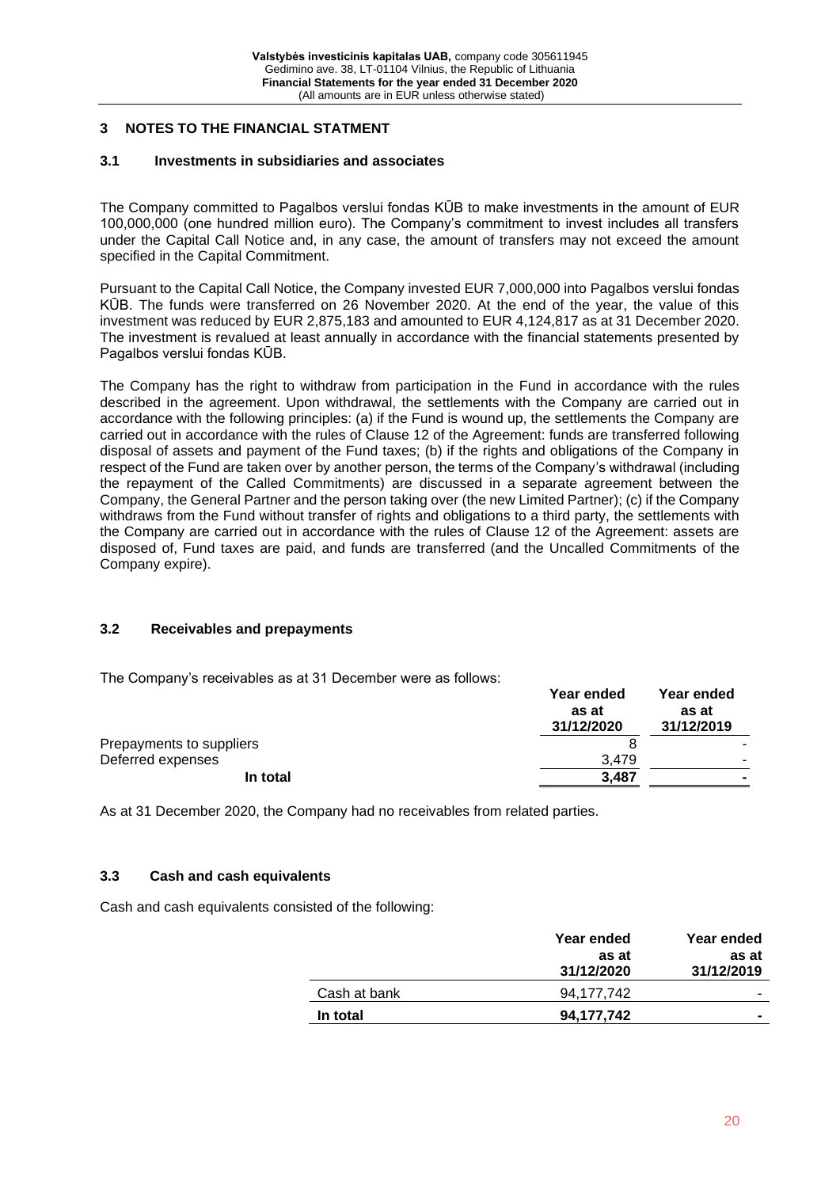## 3 NOTES TO THE FINANCIAL STATMENT

### 3.1 Investments in subsidiaries and associates

The Company committed to Pagalbos verslui fondas KŪB to make investments in the amount of EUR 100,000,000 (one hundred million euro). The Company's commitment to invest includes all transfers under the Capital Call Notice and, in any case, the amount of transfers may not exceed the amount specified in the Capital Commitment.

Pursuant to the Capital Call Notice, the Company invested EUR 7,000,000 into Pagalbos verslui fondas KŪB. The funds were transferred on 26 November 2020. At the end of the year, the value of this investment was reduced by EUR 2,875,183 and amounted to EUR 4,124,817 as at 31 December 2020. The investment is revalued at least annually in accordance with the financial statements presented by Pagalbos verslui fondas KŪB.

The Company has the right to withdraw from participation in the Fund in accordance with the rules described in the agreement. Upon withdrawal, the settlements with the Company are carried out in accordance with the following principles: (a) if the Fund is wound up, the settlements the Company are carried out in accordance with the rules of Clause 12 of the Agreement: funds are transferred following disposal of assets and payment of the Fund taxes; (b) if the rights and obligations of the Company in respect of the Fund are taken over by another person, the terms of the Company's withdrawal (including the repayment of the Called Commitments) are discussed in a separate agreement between the Company, the General Partner and the person taking over (the new Limited Partner); (c) if the Company withdraws from the Fund without transfer of rights and obligations to a third party, the settlements with the Company are carried out in accordance with the rules of Clause 12 of the Agreement: assets are disposed of, Fund taxes are paid, and funds are transferred (and the Uncalled Commitments of the Company expire).

### 3.2 Receivables and prepayments

The Company's receivables as at 31 December were as follows:

| | Year ended as at 31/12/2020 | Year ended as at 31/12/2019 |
|---|---|---|
| Prepayments to suppliers | 8 | - |
| Deferred expenses | 3,479 | - |
| **In total** | **3,487** | **-** |

As at 31 December 2020, the Company had no receivables from related parties.

### 3.3 Cash and cash equivalents

Cash and cash equivalents consisted of the following:

| | Year ended as at 31/12/2020 | Year ended as at 31/12/2019 |
|---|---|---|
| Cash at bank | 94,177,742 | - |
| **In total** | **94,177,742** | **-** |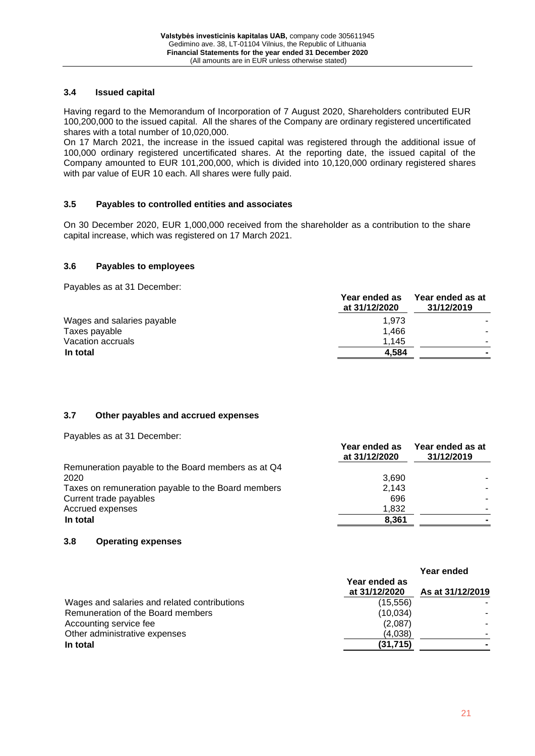### 3.4 Issued capital

Having regard to the Memorandum of Incorporation of 7 August 2020, Shareholders contributed EUR 100,200,000 to the issued capital. All the shares of the Company are ordinary registered uncertificated shares with a total number of 10,020,000.

On 17 March 2021, the increase in the issued capital was registered through the additional issue of 100,000 ordinary registered uncertificated shares. At the reporting date, the issued capital of the Company amounted to EUR 101,200,000, which is divided into 10,120,000 ordinary registered shares with par value of EUR 10 each. All shares were fully paid.

### 3.5 Payables to controlled entities and associates

On 30 December 2020, EUR 1,000,000 received from the shareholder as a contribution to the share capital increase, which was registered on 17 March 2021.

### 3.6 Payables to employees

Payables as at 31 December:

| | Year ended as at 31/12/2020 | Year ended as at 31/12/2019 |
|---|---|---|
| Wages and salaries payable | 1,973 | - |
| Taxes payable | 1,466 | - |
| Vacation accruals | 1,145 | - |
| **In total** | **4,584** | **-** |

### 3.7 Other payables and accrued expenses

Payables as at 31 December:

| | Year ended as at 31/12/2020 | Year ended as at 31/12/2019 |
|---|---|---|
| Remuneration payable to the Board members as at Q4 2020 | 3,690 | - |
| Taxes on remuneration payable to the Board members | 2,143 | - |
| Current trade payables | 696 | - |
| Accrued expenses | 1,832 | - |
| **In total** | **8,361** | **-** |

### 3.8 Operating expenses

| | Year ended as at 31/12/2020 | Year ended As at 31/12/2019 |
|---|---|---|
| Wages and salaries and related contributions | (15,556) | - |
| Remuneration of the Board members | (10,034) | - |
| Accounting service fee | (2,087) | - |
| Other administrative expenses | (4,038) | - |
| **In total** | **(31,715)** | **-** |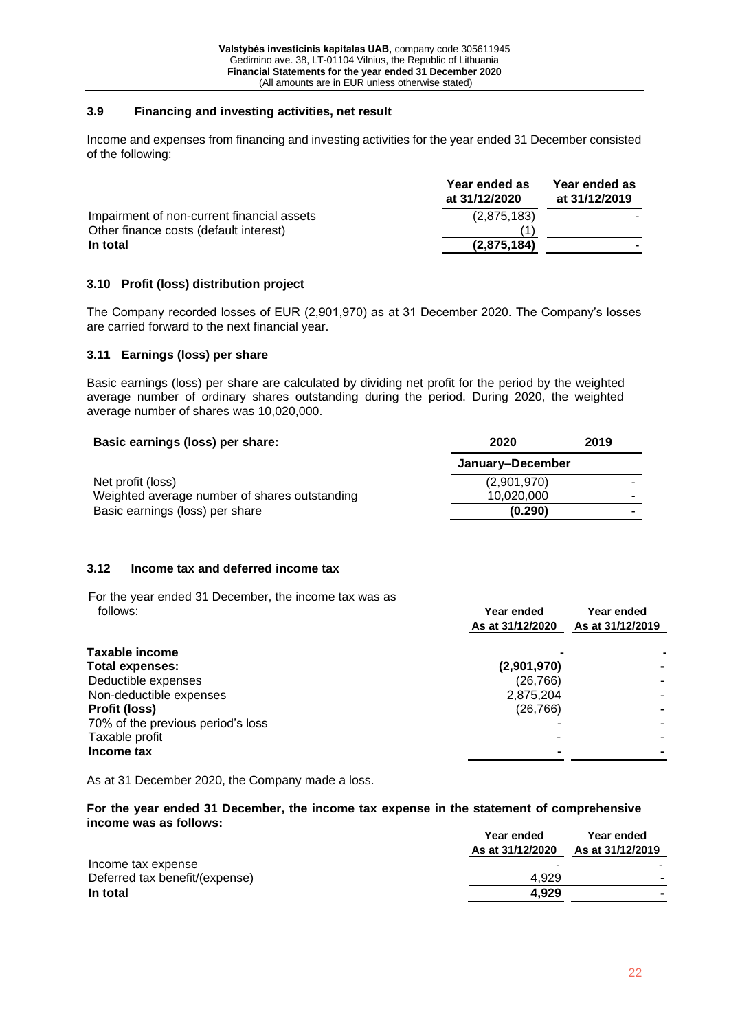### 3.9 Financing and investing activities, net result

Income and expenses from financing and investing activities for the year ended 31 December consisted of the following:

| | Year ended as at 31/12/2020 | Year ended as at 31/12/2019 |
|---|---|---|
| Impairment of non-current financial assets | (2,875,183) | - |
| Other finance costs (default interest) | (1) | |
| **In total** | **(2,875,184)** | **-** |

### 3.10 Profit (loss) distribution project

The Company recorded losses of EUR (2,901,970) as at 31 December 2020. The Company's losses are carried forward to the next financial year.

### 3.11 Earnings (loss) per share

Basic earnings (loss) per share are calculated by dividing net profit for the period by the weighted average number of ordinary shares outstanding during the period. During 2020, the weighted average number of shares was 10,020,000.

| **Basic earnings (loss) per share:** | **2020** | **2019** |
|---|---|---|
| | **January–December** | |
| Net profit (loss) | (2,901,970) | - |
| Weighted average number of shares outstanding | 10,020,000 | - |
| Basic earnings (loss) per share | **(0.290)** | **-** |

### 3.12 Income tax and deferred income tax

For the year ended 31 December, the income tax was as follows:

| | Year ended As at 31/12/2020 | Year ended As at 31/12/2019 |
|---|---|---|
| **Taxable income** | **-** | **-** |
| **Total expenses:** | **(2,901,970)** | **-** |
| Deductible expenses | (26,766) | - |
| Non-deductible expenses | 2,875,204 | - |
| **Profit (loss)** | **(26,766)** | **-** |
| 70% of the previous period's loss | - | - |
| Taxable profit | - | - |
| **Income tax** | **-** | **-** |

As at 31 December 2020, the Company made a loss.

**For the year ended 31 December, the income tax expense in the statement of comprehensive income was as follows:**

| | Year ended As at 31/12/2020 | Year ended As at 31/12/2019 |
|---|---|---|
| Income tax expense | - | - |
| Deferred tax benefit/(expense) | 4,929 | - |
| **In total** | **4,929** | **-** |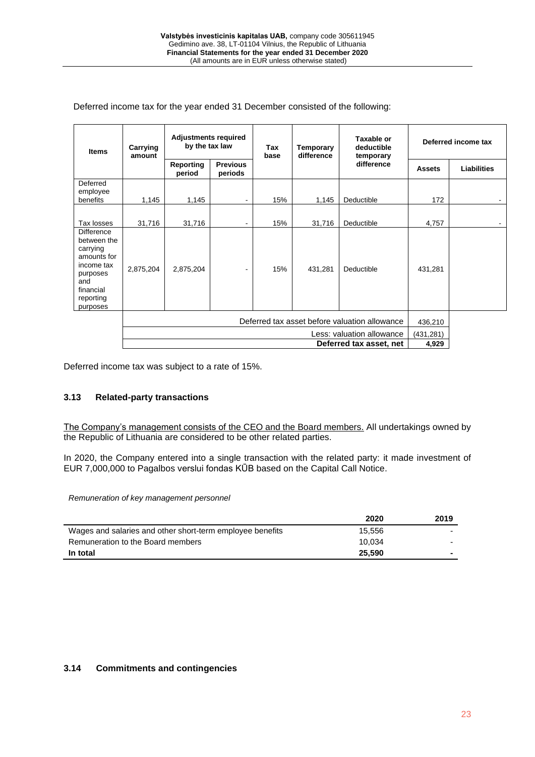Deferred income tax for the year ended 31 December consisted of the following:

| Items | Carrying amount | Adjustments required by the tax law | | Tax base | Temporary difference | Taxable or deductible temporary difference | Deferred income tax | |
|---|---|---|---|---|---|---|---|---|
| | | Reporting period | Previous periods | | | | Assets | Liabilities |
| Deferred employee benefits | 1,145 | 1,145 | - | 15% | 1,145 | Deductible | 172 | - |
| Tax losses | 31,716 | 31,716 | - | 15% | 31,716 | Deductible | 4,757 | - |
| Difference between the carrying amounts for income tax purposes and financial reporting purposes | 2,875,204 | 2,875,204 | - | 15% | 431,281 | Deductible | 431,281 | |
| | Deferred tax asset before valuation allowance | | | | | | 436,210 | |
| | Less: valuation allowance | | | | | | (431,281) | |
| | **Deferred tax asset, net** | | | | | | **4,929** | |

Deferred income tax was subject to a rate of 15%.

## 3.13 Related-party transactions

The Company's management consists of the CEO and the Board members. All undertakings owned by the Republic of Lithuania are considered to be other related parties.

In 2020, the Company entered into a single transaction with the related party: it made investment of EUR 7,000,000 to Pagalbos verslui fondas KŪB based on the Capital Call Notice.

*Remuneration of key management personnel*

| | 2020 | 2019 |
|---|---|---|
| Wages and salaries and other short-term employee benefits | 15,556 | - |
| Remuneration to the Board members | 10,034 | - |
| **In total** | **25,590** | **-** |

## 3.14 Commitments and contingencies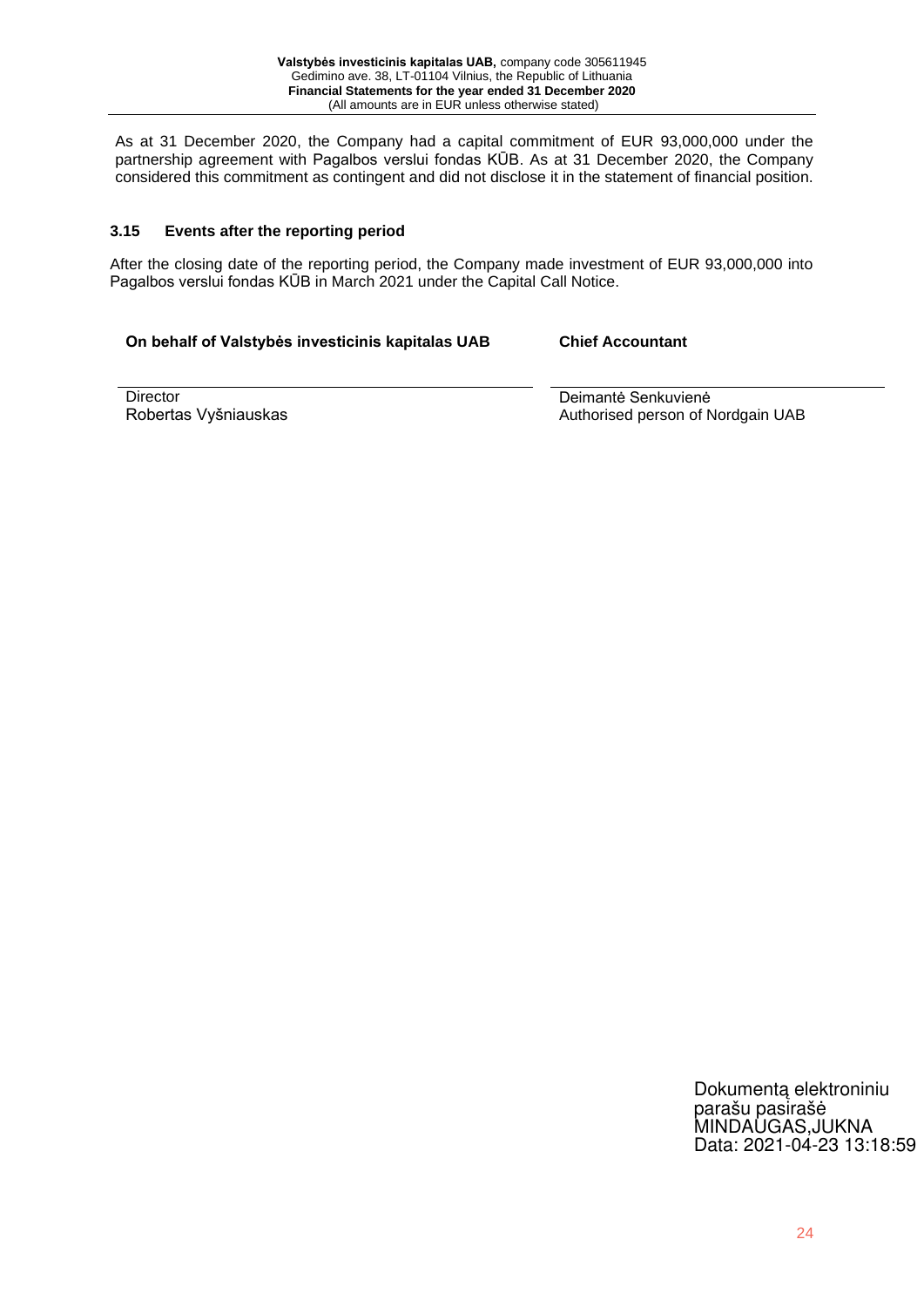As at 31 December 2020, the Company had a capital commitment of EUR 93,000,000 under the partnership agreement with Pagalbos verslui fondas KŪB. As at 31 December 2020, the Company considered this commitment as contingent and did not disclose it in the statement of financial position.

### 3.15 Events after the reporting period

After the closing date of the reporting period, the Company made investment of EUR 93,000,000 into Pagalbos verslui fondas KŪB in March 2021 under the Capital Call Notice.

**On behalf of Valstybės investicinis kapitalas UAB**

Director
Robertas Vyšniauskas

**Chief Accountant**

Deimantė Senkuvienė
Authorised person of Nordgain UAB

Dokumentą elektroniniu parašu pasirašė MINDAUGAS,JUKNA
Data: 2021-04-23 13:18:59